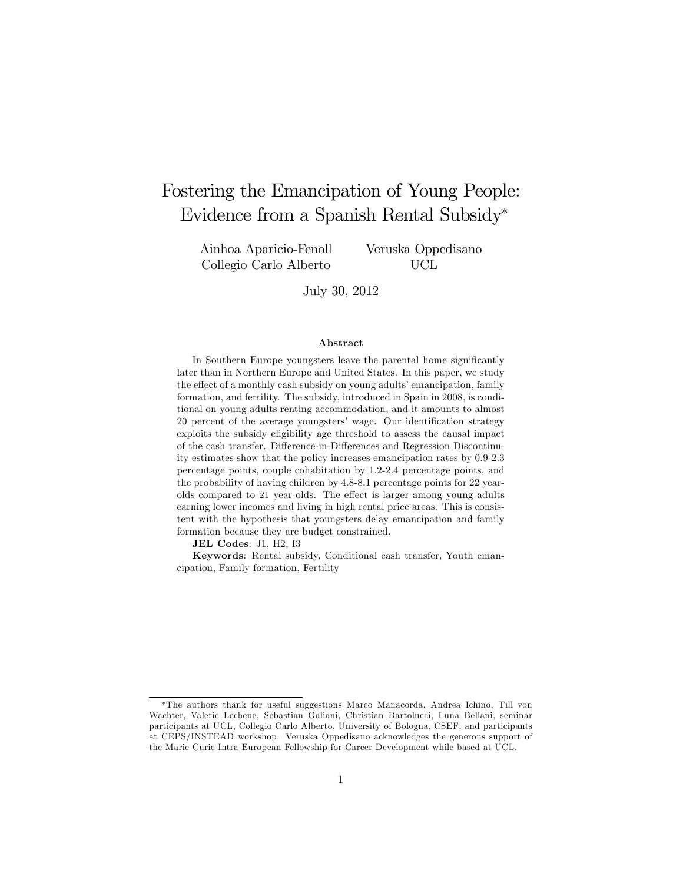# Fostering the Emancipation of Young People: Evidence from a Spanish Rental Subsidy[*]

Ainhoa Aparicio-Fenoll
Collegio Carlo Alberto

Veruska Oppedisano
UCL

July 30, 2012

## Abstract

In Southern Europe youngsters leave the parental home significantly later than in Northern Europe and United States. In this paper, we study the effect of a monthly cash subsidy on young adults' emancipation, family formation, and fertility. The subsidy, introduced in Spain in 2008, is conditional on young adults renting accommodation, and it amounts to almost 20 percent of the average youngsters' wage. Our identification strategy exploits the subsidy eligibility age threshold to assess the causal impact of the cash transfer. Difference-in-Differences and Regression Discontinuity estimates show that the policy increases emancipation rates by 0.9-2.3 percentage points, couple cohabitation by 1.2-2.4 percentage points, and the probability of having children by 4.8-8.1 percentage points for 22 year-olds compared to 21 year-olds. The effect is larger among young adults earning lower incomes and living in high rental price areas. This is consistent with the hypothesis that youngsters delay emancipation and family formation because they are budget constrained.

**JEL Codes**: J1, H2, I3

**Keywords**: Rental subsidy, Conditional cash transfer, Youth emancipation, Family formation, Fertility

---

[*] The authors thank for useful suggestions Marco Manacorda, Andrea Ichino, Till von Wachter, Valerie Lechene, Sebastian Galiani, Christian Bartolucci, Luna Bellani, seminar participants at UCL, Collegio Carlo Alberto, University of Bologna, CSEF, and participants at CEPS/INSTEAD workshop. Veruska Oppedisano acknowledges the generous support of the Marie Curie Intra European Fellowship for Career Development while based at UCL.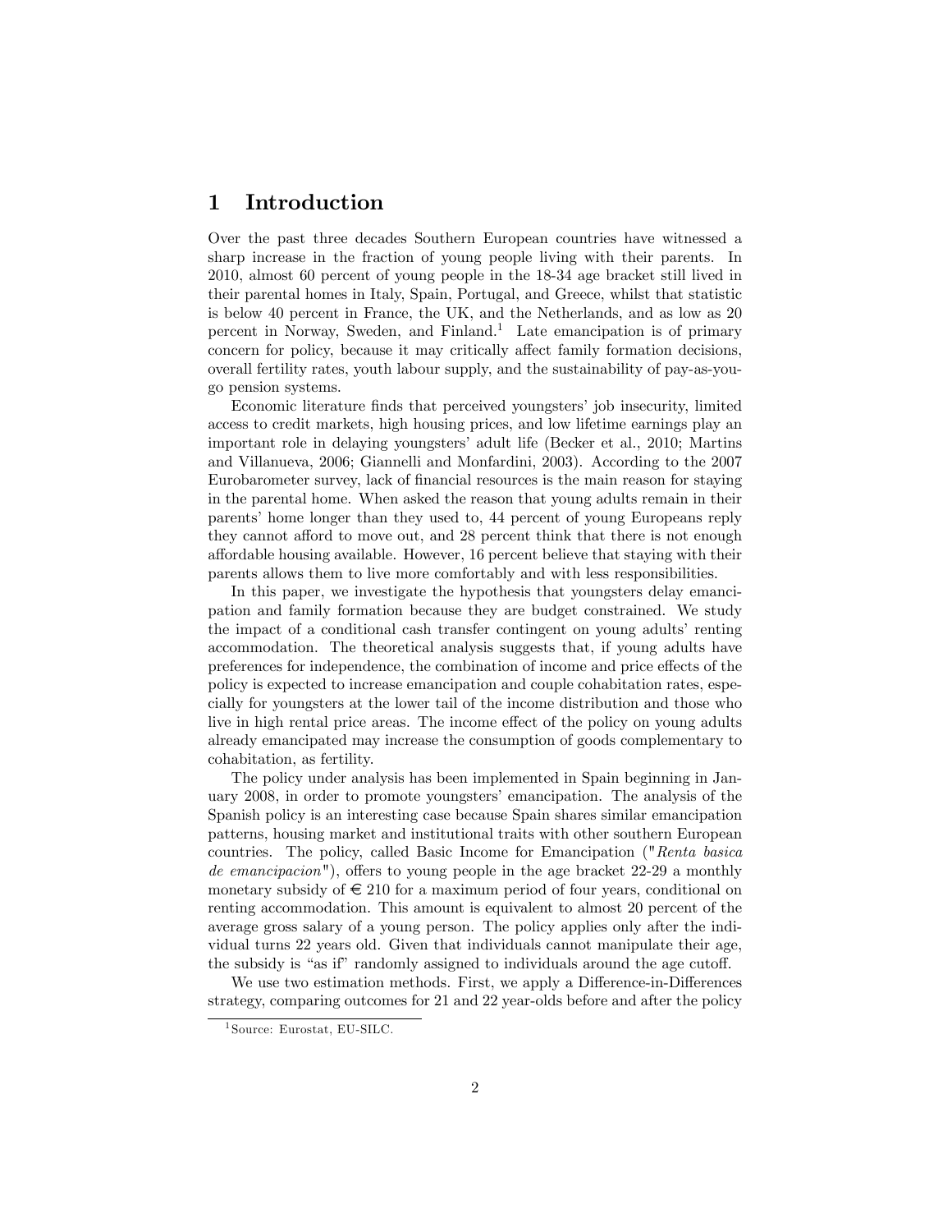# 1 Introduction

Over the past three decades Southern European countries have witnessed a sharp increase in the fraction of young people living with their parents. In 2010, almost 60 percent of young people in the 18-34 age bracket still lived in their parental homes in Italy, Spain, Portugal, and Greece, whilst that statistic is below 40 percent in France, the UK, and the Netherlands, and as low as 20 percent in Norway, Sweden, and Finland.[1] Late emancipation is of primary concern for policy, because it may critically affect family formation decisions, overall fertility rates, youth labour supply, and the sustainability of pay-as-you-go pension systems.

Economic literature finds that perceived youngsters' job insecurity, limited access to credit markets, high housing prices, and low lifetime earnings play an important role in delaying youngsters' adult life (Becker et al., 2010; Martins and Villanueva, 2006; Giannelli and Monfardini, 2003). According to the 2007 Eurobarometer survey, lack of financial resources is the main reason for staying in the parental home. When asked the reason that young adults remain in their parents' home longer than they used to, 44 percent of young Europeans reply they cannot afford to move out, and 28 percent think that there is not enough affordable housing available. However, 16 percent believe that staying with their parents allows them to live more comfortably and with less responsibilities.

In this paper, we investigate the hypothesis that youngsters delay emancipation and family formation because they are budget constrained. We study the impact of a conditional cash transfer contingent on young adults' renting accommodation. The theoretical analysis suggests that, if young adults have preferences for independence, the combination of income and price effects of the policy is expected to increase emancipation and couple cohabitation rates, especially for youngsters at the lower tail of the income distribution and those who live in high rental price areas. The income effect of the policy on young adults already emancipated may increase the consumption of goods complementary to cohabitation, as fertility.

The policy under analysis has been implemented in Spain beginning in January 2008, in order to promote youngsters' emancipation. The analysis of the Spanish policy is an interesting case because Spain shares similar emancipation patterns, housing market and institutional traits with other southern European countries. The policy, called Basic Income for Emancipation ("*Renta basica de emancipacion*"), offers to young people in the age bracket 22-29 a monthly monetary subsidy of € 210 for a maximum period of four years, conditional on renting accommodation. This amount is equivalent to almost 20 percent of the average gross salary of a young person. The policy applies only after the individual turns 22 years old. Given that individuals cannot manipulate their age, the subsidy is "as if" randomly assigned to individuals around the age cutoff.

We use two estimation methods. First, we apply a Difference-in-Differences strategy, comparing outcomes for 21 and 22 year-olds before and after the policy

[1] Source: Eurostat, EU-SILC.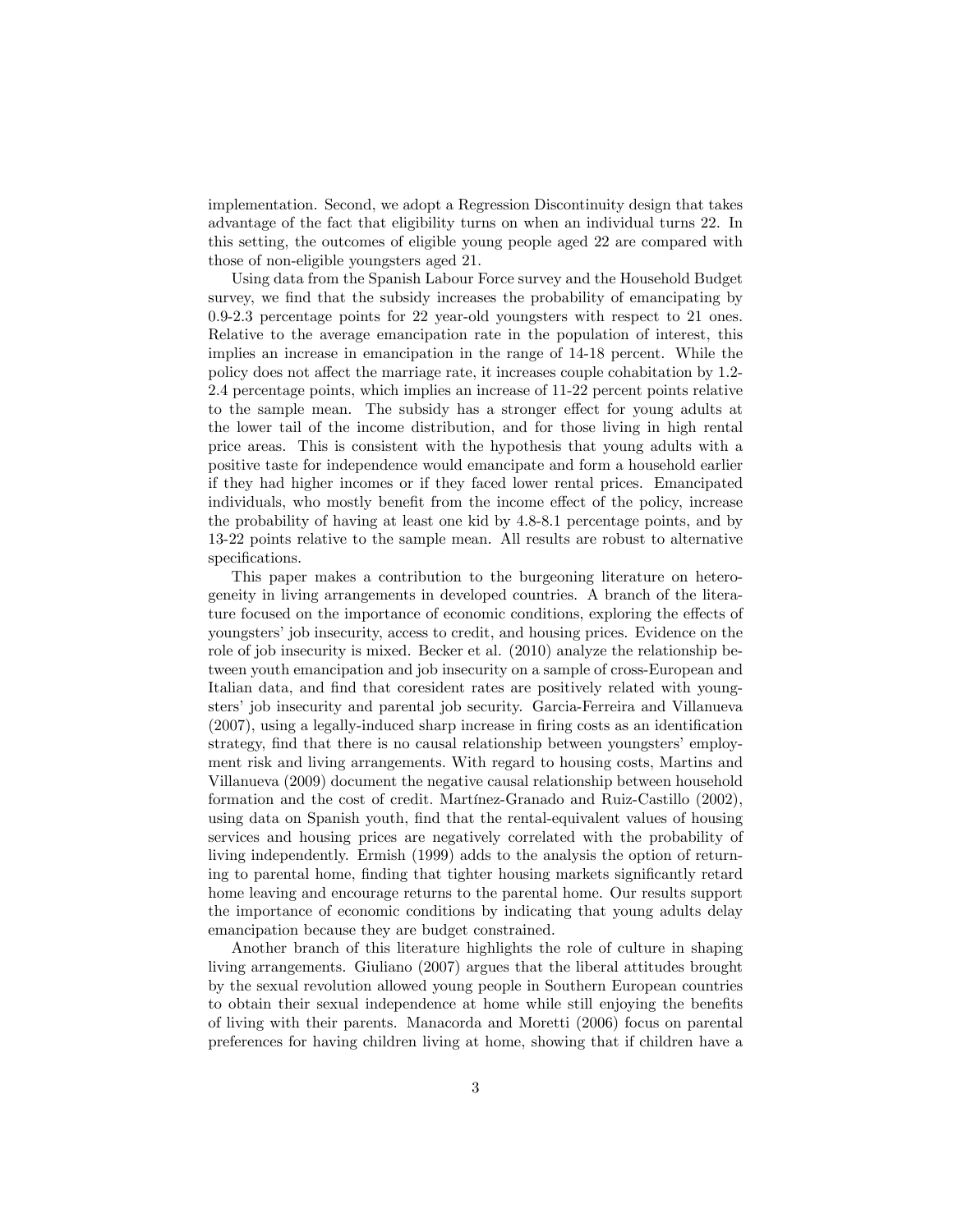implementation. Second, we adopt a Regression Discontinuity design that takes advantage of the fact that eligibility turns on when an individual turns 22. In this setting, the outcomes of eligible young people aged 22 are compared with those of non-eligible youngsters aged 21.

Using data from the Spanish Labour Force survey and the Household Budget survey, we find that the subsidy increases the probability of emancipating by 0.9-2.3 percentage points for 22 year-old youngsters with respect to 21 ones. Relative to the average emancipation rate in the population of interest, this implies an increase in emancipation in the range of 14-18 percent. While the policy does not affect the marriage rate, it increases couple cohabitation by 1.2-2.4 percentage points, which implies an increase of 11-22 percent points relative to the sample mean. The subsidy has a stronger effect for young adults at the lower tail of the income distribution, and for those living in high rental price areas. This is consistent with the hypothesis that young adults with a positive taste for independence would emancipate and form a household earlier if they had higher incomes or if they faced lower rental prices. Emancipated individuals, who mostly benefit from the income effect of the policy, increase the probability of having at least one kid by 4.8-8.1 percentage points, and by 13-22 points relative to the sample mean. All results are robust to alternative specifications.

This paper makes a contribution to the burgeoning literature on heterogeneity in living arrangements in developed countries. A branch of the literature focused on the importance of economic conditions, exploring the effects of youngsters' job insecurity, access to credit, and housing prices. Evidence on the role of job insecurity is mixed. Becker et al. (2010) analyze the relationship between youth emancipation and job insecurity on a sample of cross-European and Italian data, and find that coresident rates are positively related with youngsters' job insecurity and parental job security. Garcia-Ferreira and Villanueva (2007), using a legally-induced sharp increase in firing costs as an identification strategy, find that there is no causal relationship between youngsters' employment risk and living arrangements. With regard to housing costs, Martins and Villanueva (2009) document the negative causal relationship between household formation and the cost of credit. Martínez-Granado and Ruiz-Castillo (2002), using data on Spanish youth, find that the rental-equivalent values of housing services and housing prices are negatively correlated with the probability of living independently. Ermish (1999) adds to the analysis the option of returning to parental home, finding that tighter housing markets significantly retard home leaving and encourage returns to the parental home. Our results support the importance of economic conditions by indicating that young adults delay emancipation because they are budget constrained.

Another branch of this literature highlights the role of culture in shaping living arrangements. Giuliano (2007) argues that the liberal attitudes brought by the sexual revolution allowed young people in Southern European countries to obtain their sexual independence at home while still enjoying the benefits of living with their parents. Manacorda and Moretti (2006) focus on parental preferences for having children living at home, showing that if children have a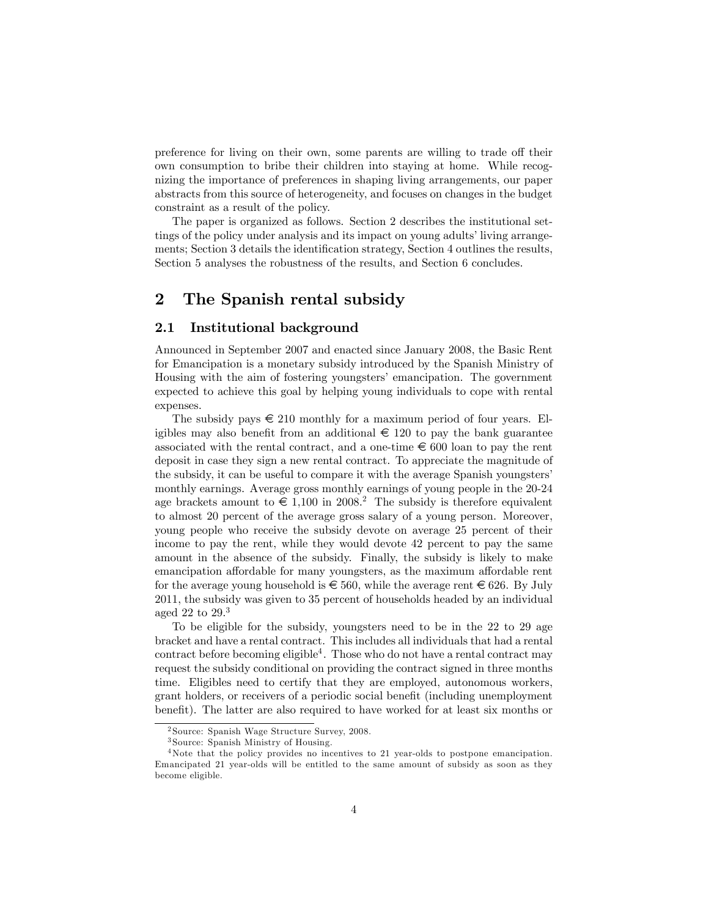preference for living on their own, some parents are willing to trade off their own consumption to bribe their children into staying at home. While recognizing the importance of preferences in shaping living arrangements, our paper abstracts from this source of heterogeneity, and focuses on changes in the budget constraint as a result of the policy.

The paper is organized as follows. Section 2 describes the institutional settings of the policy under analysis and its impact on young adults' living arrangements; Section 3 details the identification strategy, Section 4 outlines the results, Section 5 analyses the robustness of the results, and Section 6 concludes.

## 2 The Spanish rental subsidy

### 2.1 Institutional background

Announced in September 2007 and enacted since January 2008, the Basic Rent for Emancipation is a monetary subsidy introduced by the Spanish Ministry of Housing with the aim of fostering youngsters' emancipation. The government expected to achieve this goal by helping young individuals to cope with rental expenses.

The subsidy pays € 210 monthly for a maximum period of four years. Eligibles may also benefit from an additional € 120 to pay the bank guarantee associated with the rental contract, and a one-time € 600 loan to pay the rent deposit in case they sign a new rental contract. To appreciate the magnitude of the subsidy, it can be useful to compare it with the average Spanish youngsters' monthly earnings. Average gross monthly earnings of young people in the 20-24 age brackets amount to € 1,100 in 2008.[2] The subsidy is therefore equivalent to almost 20 percent of the average gross salary of a young person. Moreover, young people who receive the subsidy devote on average 25 percent of their income to pay the rent, while they would devote 42 percent to pay the same amount in the absence of the subsidy. Finally, the subsidy is likely to make emancipation affordable for many youngsters, as the maximum affordable rent for the average young household is € 560, while the average rent € 626. By July 2011, the subsidy was given to 35 percent of households headed by an individual aged 22 to 29.[3]

To be eligible for the subsidy, youngsters need to be in the 22 to 29 age bracket and have a rental contract. This includes all individuals that had a rental contract before becoming eligible[4]. Those who do not have a rental contract may request the subsidy conditional on providing the contract signed in three months time. Eligibles need to certify that they are employed, autonomous workers, grant holders, or receivers of a periodic social benefit (including unemployment benefit). The latter are also required to have worked for at least six months or

[2] Source: Spanish Wage Structure Survey, 2008.

[3] Source: Spanish Ministry of Housing.

[4] Note that the policy provides no incentives to 21 year-olds to postpone emancipation. Emancipated 21 year-olds will be entitled to the same amount of subsidy as soon as they become eligible.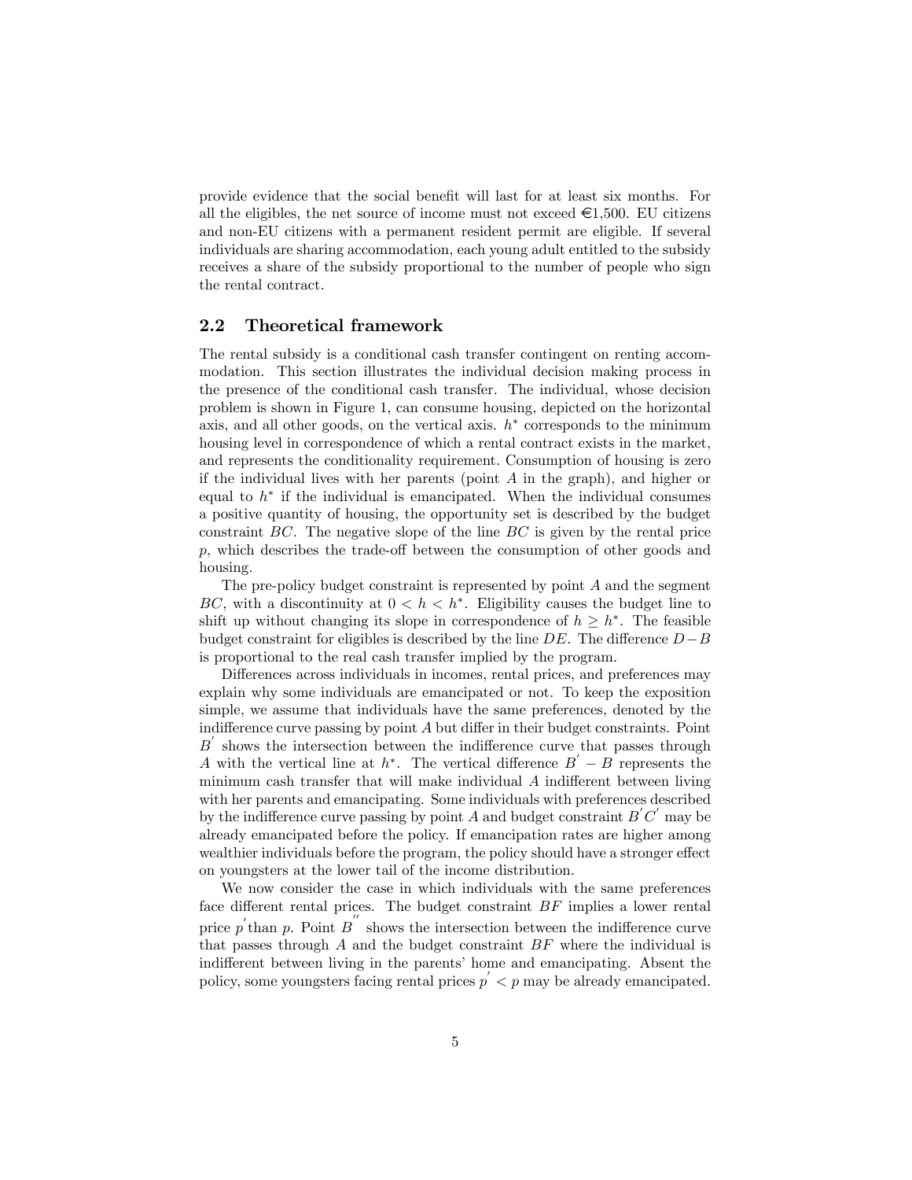provide evidence that the social benefit will last for at least six months. For all the eligibles, the net source of income must not exceed €1,500. EU citizens and non-EU citizens with a permanent resident permit are eligible. If several individuals are sharing accommodation, each young adult entitled to the subsidy receives a share of the subsidy proportional to the number of people who sign the rental contract.

## 2.2 Theoretical framework

The rental subsidy is a conditional cash transfer contingent on renting accommodation. This section illustrates the individual decision making process in the presence of the conditional cash transfer. The individual, whose decision problem is shown in Figure 1, can consume housing, depicted on the horizontal axis, and all other goods, on the vertical axis. $h^*$ corresponds to the minimum housing level in correspondence of which a rental contract exists in the market, and represents the conditionality requirement. Consumption of housing is zero if the individual lives with her parents (point $A$ in the graph), and higher or equal to $h^*$ if the individual is emancipated. When the individual consumes a positive quantity of housing, the opportunity set is described by the budget constraint $BC$. The negative slope of the line $BC$ is given by the rental price $p$, which describes the trade-off between the consumption of other goods and housing.

The pre-policy budget constraint is represented by point $A$ and the segment $BC$, with a discontinuity at $0 < h < h^*$. Eligibility causes the budget line to shift up without changing its slope in correspondence of $h \geq h^*$. The feasible budget constraint for eligibles is described by the line $DE$. The difference $D - B$ is proportional to the real cash transfer implied by the program.

Differences across individuals in incomes, rental prices, and preferences may explain why some individuals are emancipated or not. To keep the exposition simple, we assume that individuals have the same preferences, denoted by the indifference curve passing by point $A$ but differ in their budget constraints. Point $B^{'}$ shows the intersection between the indifference curve that passes through $A$ with the vertical line at $h^*$. The vertical difference $B^{'} - B$ represents the minimum cash transfer that will make individual $A$ indifferent between living with her parents and emancipating. Some individuals with preferences described by the indifference curve passing by point $A$ and budget constraint $B^{'}C^{'}$ may be already emancipated before the policy. If emancipation rates are higher among wealthier individuals before the program, the policy should have a stronger effect on youngsters at the lower tail of the income distribution.

We now consider the case in which individuals with the same preferences face different rental prices. The budget constraint $BF$ implies a lower rental price $p^{'}$ than $p$. Point $B^{''}$ shows the intersection between the indifference curve that passes through $A$ and the budget constraint $BF$ where the individual is indifferent between living in the parents' home and emancipating. Absent the policy, some youngsters facing rental prices $p^{'} < p$ may be already emancipated.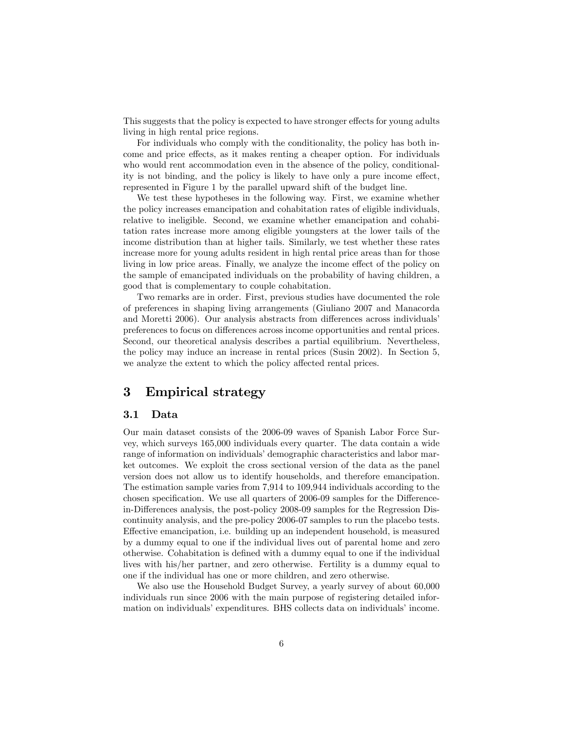This suggests that the policy is expected to have stronger effects for young adults living in high rental price regions.

For individuals who comply with the conditionality, the policy has both income and price effects, as it makes renting a cheaper option. For individuals who would rent accommodation even in the absence of the policy, conditionality is not binding, and the policy is likely to have only a pure income effect, represented in Figure 1 by the parallel upward shift of the budget line.

We test these hypotheses in the following way. First, we examine whether the policy increases emancipation and cohabitation rates of eligible individuals, relative to ineligible. Second, we examine whether emancipation and cohabitation rates increase more among eligible youngsters at the lower tails of the income distribution than at higher tails. Similarly, we test whether these rates increase more for young adults resident in high rental price areas than for those living in low price areas. Finally, we analyze the income effect of the policy on the sample of emancipated individuals on the probability of having children, a good that is complementary to couple cohabitation.

Two remarks are in order. First, previous studies have documented the role of preferences in shaping living arrangements (Giuliano 2007 and Manacorda and Moretti 2006). Our analysis abstracts from differences across individuals' preferences to focus on differences across income opportunities and rental prices. Second, our theoretical analysis describes a partial equilibrium. Nevertheless, the policy may induce an increase in rental prices (Susin 2002). In Section 5, we analyze the extent to which the policy affected rental prices.

# 3 Empirical strategy

## 3.1 Data

Our main dataset consists of the 2006-09 waves of Spanish Labor Force Survey, which surveys 165,000 individuals every quarter. The data contain a wide range of information on individuals' demographic characteristics and labor market outcomes. We exploit the cross sectional version of the data as the panel version does not allow us to identify households, and therefore emancipation. The estimation sample varies from 7,914 to 109,944 individuals according to the chosen specification. We use all quarters of 2006-09 samples for the Difference-in-Differences analysis, the post-policy 2008-09 samples for the Regression Discontinuity analysis, and the pre-policy 2006-07 samples to run the placebo tests. Effective emancipation, i.e. building up an independent household, is measured by a dummy equal to one if the individual lives out of parental home and zero otherwise. Cohabitation is defined with a dummy equal to one if the individual lives with his/her partner, and zero otherwise. Fertility is a dummy equal to one if the individual has one or more children, and zero otherwise.

We also use the Household Budget Survey, a yearly survey of about 60,000 individuals run since 2006 with the main purpose of registering detailed information on individuals' expenditures. BHS collects data on individuals' income.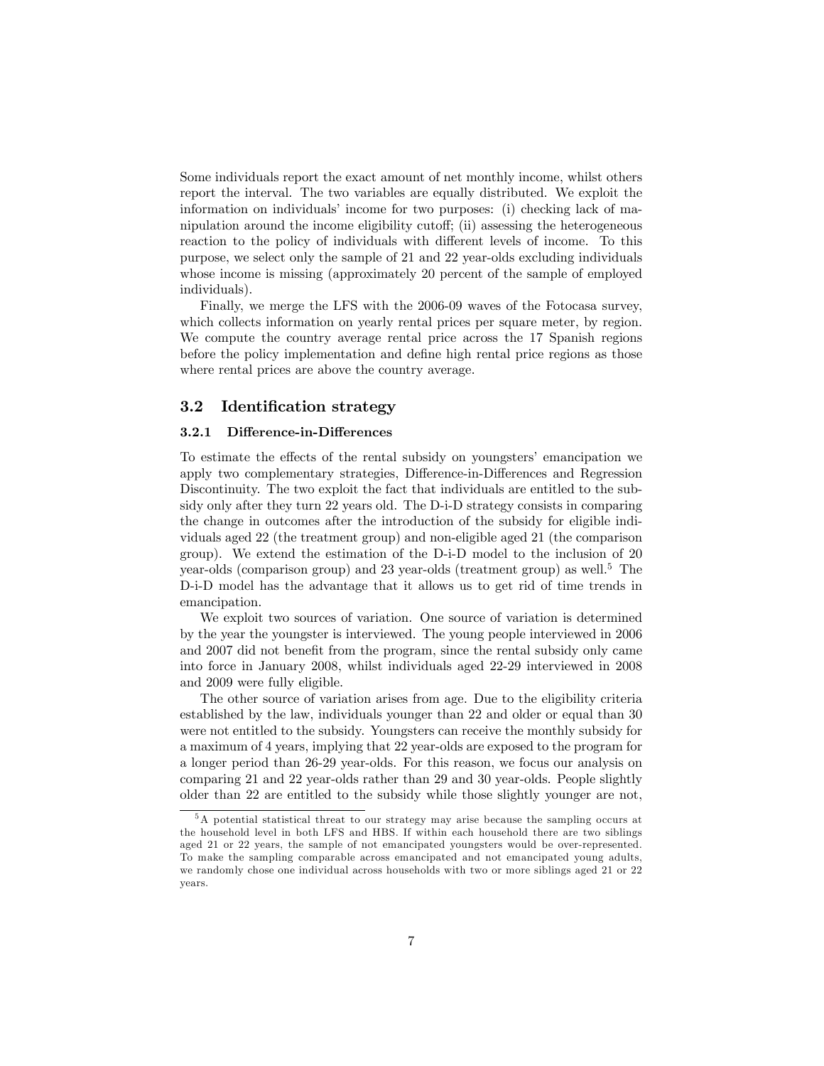Some individuals report the exact amount of net monthly income, whilst others report the interval. The two variables are equally distributed. We exploit the information on individuals' income for two purposes: (i) checking lack of manipulation around the income eligibility cutoff; (ii) assessing the heterogeneous reaction to the policy of individuals with different levels of income. To this purpose, we select only the sample of 21 and 22 year-olds excluding individuals whose income is missing (approximately 20 percent of the sample of employed individuals).

Finally, we merge the LFS with the 2006-09 waves of the Fotocasa survey, which collects information on yearly rental prices per square meter, by region. We compute the country average rental price across the 17 Spanish regions before the policy implementation and define high rental price regions as those where rental prices are above the country average.

## 3.2 Identification strategy

### 3.2.1 Difference-in-Differences

To estimate the effects of the rental subsidy on youngsters' emancipation we apply two complementary strategies, Difference-in-Differences and Regression Discontinuity. The two exploit the fact that individuals are entitled to the subsidy only after they turn 22 years old. The D-i-D strategy consists in comparing the change in outcomes after the introduction of the subsidy for eligible individuals aged 22 (the treatment group) and non-eligible aged 21 (the comparison group). We extend the estimation of the D-i-D model to the inclusion of 20 year-olds (comparison group) and 23 year-olds (treatment group) as well.[5] The D-i-D model has the advantage that it allows us to get rid of time trends in emancipation.

We exploit two sources of variation. One source of variation is determined by the year the youngster is interviewed. The young people interviewed in 2006 and 2007 did not benefit from the program, since the rental subsidy only came into force in January 2008, whilst individuals aged 22-29 interviewed in 2008 and 2009 were fully eligible.

The other source of variation arises from age. Due to the eligibility criteria established by the law, individuals younger than 22 and older or equal than 30 were not entitled to the subsidy. Youngsters can receive the monthly subsidy for a maximum of 4 years, implying that 22 year-olds are exposed to the program for a longer period than 26-29 year-olds. For this reason, we focus our analysis on comparing 21 and 22 year-olds rather than 29 and 30 year-olds. People slightly older than 22 are entitled to the subsidy while those slightly younger are not,

[5] A potential statistical threat to our strategy may arise because the sampling occurs at the household level in both LFS and HBS. If within each household there are two siblings aged 21 or 22 years, the sample of not emancipated youngsters would be over-represented. To make the sampling comparable across emancipated and not emancipated young adults, we randomly chose one individual across households with two or more siblings aged 21 or 22 years.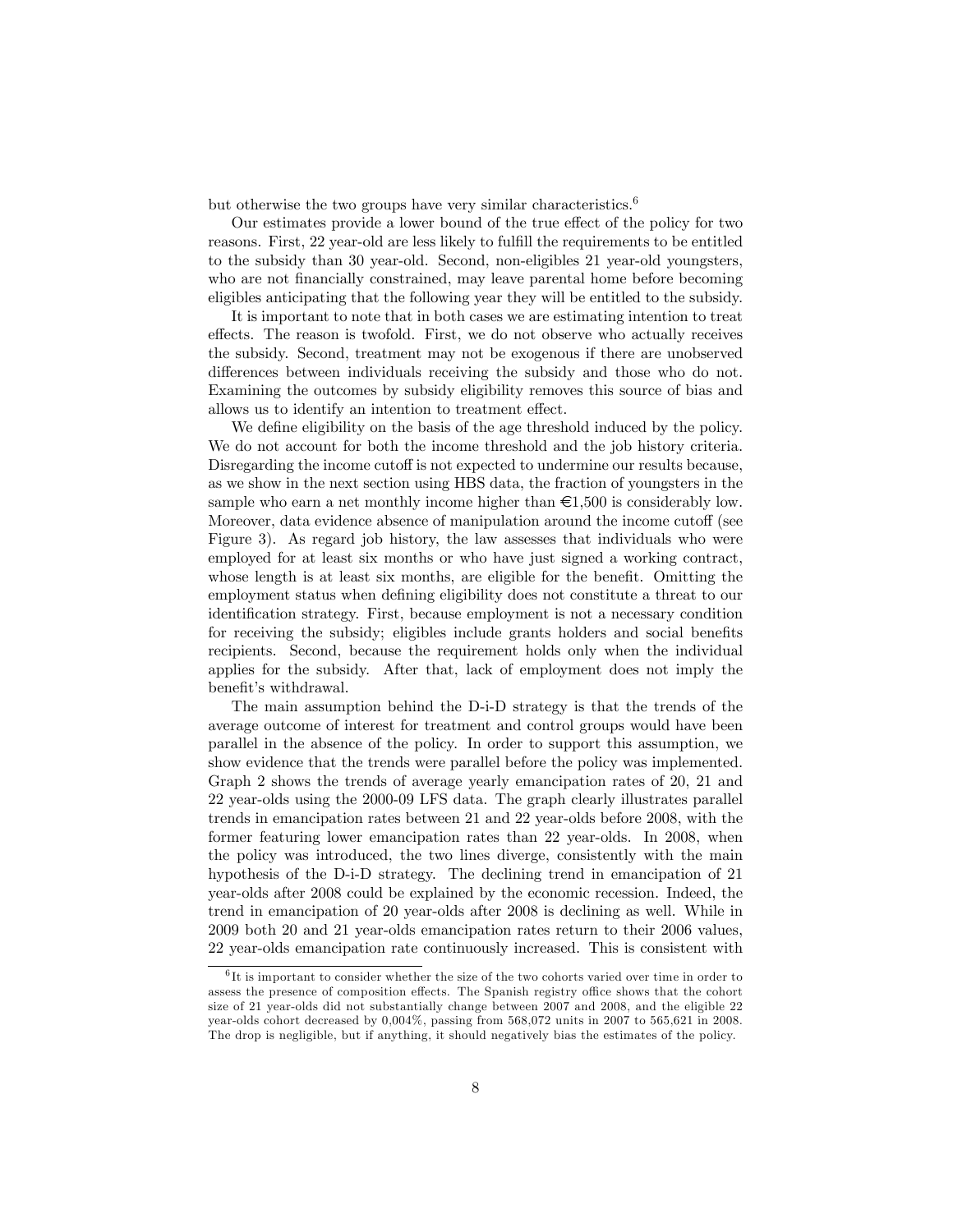but otherwise the two groups have very similar characteristics.[6]

Our estimates provide a lower bound of the true effect of the policy for two reasons. First, 22 year-old are less likely to fulfill the requirements to be entitled to the subsidy than 30 year-old. Second, non-eligibles 21 year-old youngsters, who are not financially constrained, may leave parental home before becoming eligibles anticipating that the following year they will be entitled to the subsidy.

It is important to note that in both cases we are estimating intention to treat effects. The reason is twofold. First, we do not observe who actually receives the subsidy. Second, treatment may not be exogenous if there are unobserved differences between individuals receiving the subsidy and those who do not. Examining the outcomes by subsidy eligibility removes this source of bias and allows us to identify an intention to treatment effect.

We define eligibility on the basis of the age threshold induced by the policy. We do not account for both the income threshold and the job history criteria. Disregarding the income cutoff is not expected to undermine our results because, as we show in the next section using HBS data, the fraction of youngsters in the sample who earn a net monthly income higher than €1,500 is considerably low. Moreover, data evidence absence of manipulation around the income cutoff (see Figure 3). As regard job history, the law assesses that individuals who were employed for at least six months or who have just signed a working contract, whose length is at least six months, are eligible for the benefit. Omitting the employment status when defining eligibility does not constitute a threat to our identification strategy. First, because employment is not a necessary condition for receiving the subsidy; eligibles include grants holders and social benefits recipients. Second, because the requirement holds only when the individual applies for the subsidy. After that, lack of employment does not imply the benefit's withdrawal.

The main assumption behind the D-i-D strategy is that the trends of the average outcome of interest for treatment and control groups would have been parallel in the absence of the policy. In order to support this assumption, we show evidence that the trends were parallel before the policy was implemented. Graph 2 shows the trends of average yearly emancipation rates of 20, 21 and 22 year-olds using the 2000-09 LFS data. The graph clearly illustrates parallel trends in emancipation rates between 21 and 22 year-olds before 2008, with the former featuring lower emancipation rates than 22 year-olds. In 2008, when the policy was introduced, the two lines diverge, consistently with the main hypothesis of the D-i-D strategy. The declining trend in emancipation of 21 year-olds after 2008 could be explained by the economic recession. Indeed, the trend in emancipation of 20 year-olds after 2008 is declining as well. While in 2009 both 20 and 21 year-olds emancipation rates return to their 2006 values, 22 year-olds emancipation rate continuously increased. This is consistent with

[6] It is important to consider whether the size of the two cohorts varied over time in order to assess the presence of composition effects. The Spanish registry office shows that the cohort size of 21 year-olds did not substantially change between 2007 and 2008, and the eligible 22 year-olds cohort decreased by 0,004%, passing from 568,072 units in 2007 to 565,621 in 2008. The drop is negligible, but if anything, it should negatively bias the estimates of the policy.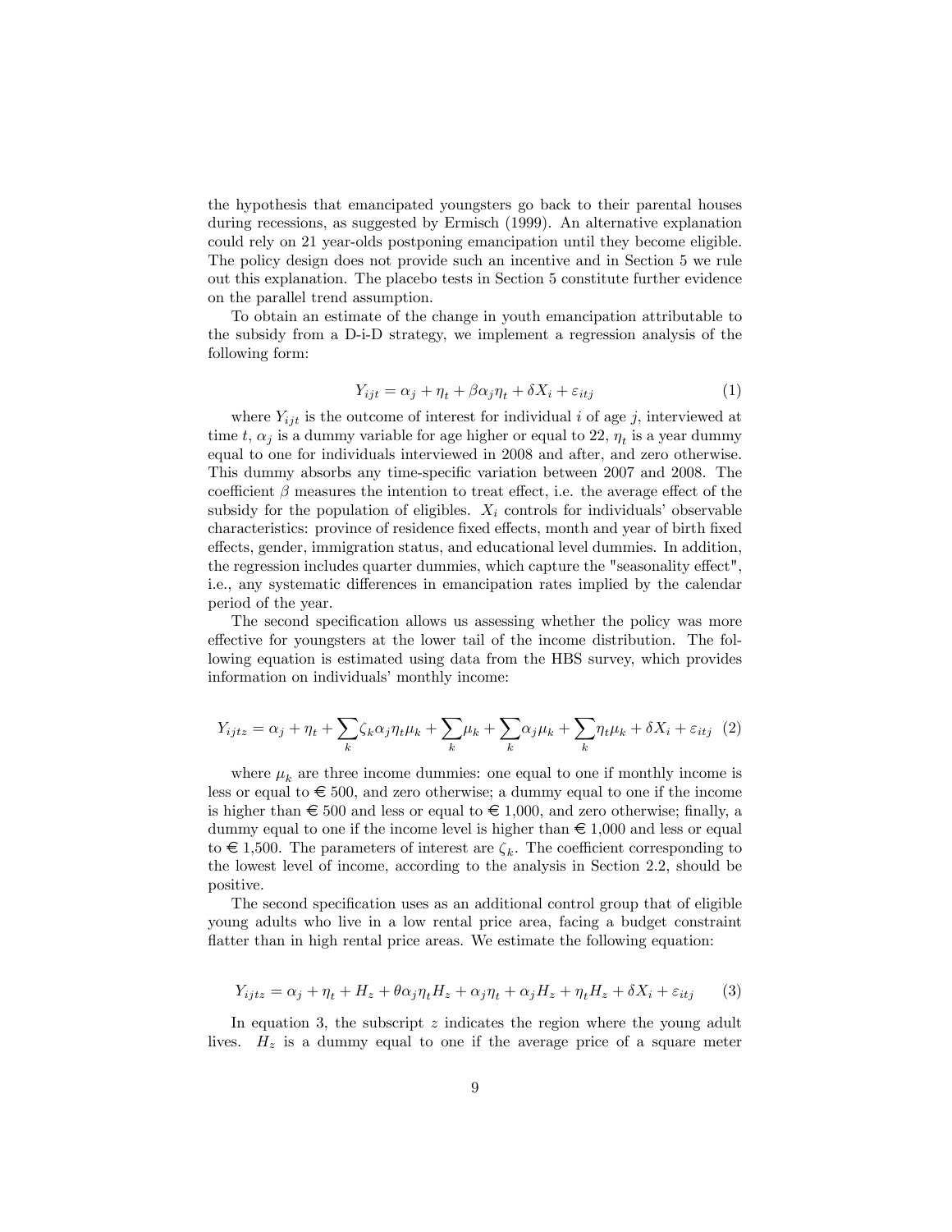the hypothesis that emancipated youngsters go back to their parental houses during recessions, as suggested by Ermisch (1999). An alternative explanation could rely on 21 year-olds postponing emancipation until they become eligible. The policy design does not provide such an incentive and in Section 5 we rule out this explanation. The placebo tests in Section 5 constitute further evidence on the parallel trend assumption.

To obtain an estimate of the change in youth emancipation attributable to the subsidy from a D-i-D strategy, we implement a regression analysis of the following form:

$$Y_{ijt} = \alpha_j + \eta_t + \beta \alpha_j \eta_t + \delta X_i + \varepsilon_{itj} \quad (1)$$

where $Y_{ijt}$ is the outcome of interest for individual $i$ of age $j$, interviewed at time $t$, $\alpha_j$ is a dummy variable for age higher or equal to 22, $\eta_t$ is a year dummy equal to one for individuals interviewed in 2008 and after, and zero otherwise. This dummy absorbs any time-specific variation between 2007 and 2008. The coefficient $\beta$ measures the intention to treat effect, i.e. the average effect of the subsidy for the population of eligibles. $X_i$ controls for individuals' observable characteristics: province of residence fixed effects, month and year of birth fixed effects, gender, immigration status, and educational level dummies. In addition, the regression includes quarter dummies, which capture the "seasonality effect", i.e., any systematic differences in emancipation rates implied by the calendar period of the year.

The second specification allows us assessing whether the policy was more effective for youngsters at the lower tail of the income distribution. The following equation is estimated using data from the HBS survey, which provides information on individuals' monthly income:

$$Y_{ijtz} = \alpha_j + \eta_t + \sum_k \zeta_k \alpha_j \eta_t \mu_k + \sum_k \mu_k + \sum_k \alpha_j \mu_k + \sum_k \eta_t \mu_k + \delta X_i + \varepsilon_{itj} \quad (2)$$

where $\mu_k$ are three income dummies: one equal to one if monthly income is less or equal to € 500, and zero otherwise; a dummy equal to one if the income is higher than € 500 and less or equal to € 1,000, and zero otherwise; finally, a dummy equal to one if the income level is higher than € 1,000 and less or equal to € 1,500. The parameters of interest are $\zeta_k$. The coefficient corresponding to the lowest level of income, according to the analysis in Section 2.2, should be positive.

The second specification uses as an additional control group that of eligible young adults who live in a low rental price area, facing a budget constraint flatter than in high rental price areas. We estimate the following equation:

$$Y_{ijtz} = \alpha_j + \eta_t + H_z + \theta \alpha_j \eta_t H_z + \alpha_j \eta_t + \alpha_j H_z + \eta_t H_z + \delta X_i + \varepsilon_{itj} \quad (3)$$

In equation 3, the subscript $z$ indicates the region where the young adult lives. $H_z$ is a dummy equal to one if the average price of a square meter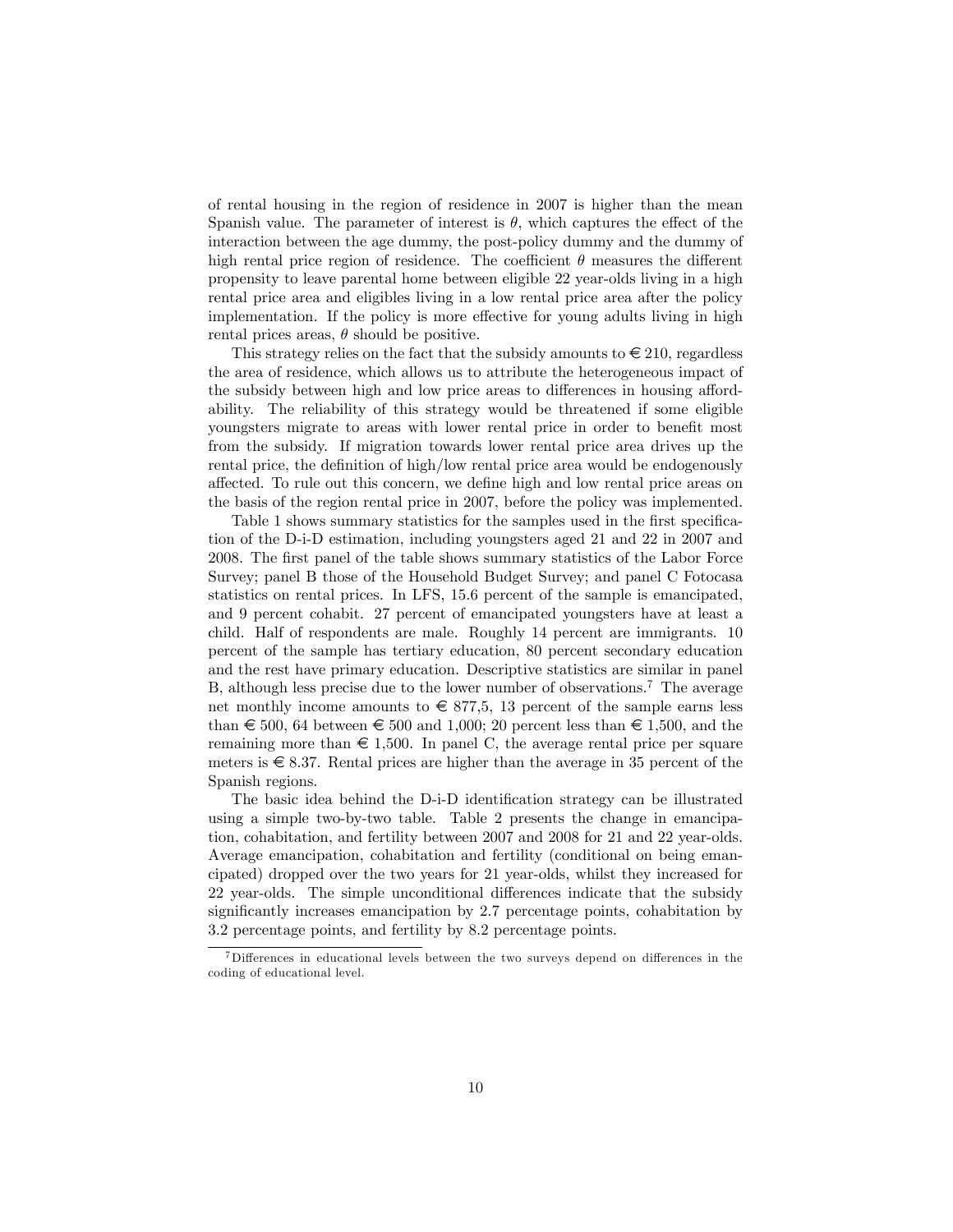of rental housing in the region of residence in 2007 is higher than the mean Spanish value. The parameter of interest is $\theta$, which captures the effect of the interaction between the age dummy, the post-policy dummy and the dummy of high rental price region of residence. The coefficient $\theta$ measures the different propensity to leave parental home between eligible 22 year-olds living in a high rental price area and eligibles living in a low rental price area after the policy implementation. If the policy is more effective for young adults living in high rental prices areas, $\theta$ should be positive.

This strategy relies on the fact that the subsidy amounts to € 210, regardless the area of residence, which allows us to attribute the heterogeneous impact of the subsidy between high and low price areas to differences in housing affordability. The reliability of this strategy would be threatened if some eligible youngsters migrate to areas with lower rental price in order to benefit most from the subsidy. If migration towards lower rental price area drives up the rental price, the definition of high/low rental price area would be endogenously affected. To rule out this concern, we define high and low rental price areas on the basis of the region rental price in 2007, before the policy was implemented.

Table 1 shows summary statistics for the samples used in the first specification of the D-i-D estimation, including youngsters aged 21 and 22 in 2007 and 2008. The first panel of the table shows summary statistics of the Labor Force Survey; panel B those of the Household Budget Survey; and panel C Fotocasa statistics on rental prices. In LFS, 15.6 percent of the sample is emancipated, and 9 percent cohabit. 27 percent of emancipated youngsters have at least a child. Half of respondents are male. Roughly 14 percent are immigrants. 10 percent of the sample has tertiary education, 80 percent secondary education and the rest have primary education. Descriptive statistics are similar in panel B, although less precise due to the lower number of observations.[7] The average net monthly income amounts to € 877,5, 13 percent of the sample earns less than € 500, 64 between € 500 and 1,000; 20 percent less than € 1,500, and the remaining more than € 1,500. In panel C, the average rental price per square meters is € 8.37. Rental prices are higher than the average in 35 percent of the Spanish regions.

The basic idea behind the D-i-D identification strategy can be illustrated using a simple two-by-two table. Table 2 presents the change in emancipation, cohabitation, and fertility between 2007 and 2008 for 21 and 22 year-olds. Average emancipation, cohabitation and fertility (conditional on being emancipated) dropped over the two years for 21 year-olds, whilst they increased for 22 year-olds. The simple unconditional differences indicate that the subsidy significantly increases emancipation by 2.7 percentage points, cohabitation by 3.2 percentage points, and fertility by 8.2 percentage points.

[7] Differences in educational levels between the two surveys depend on differences in the coding of educational level.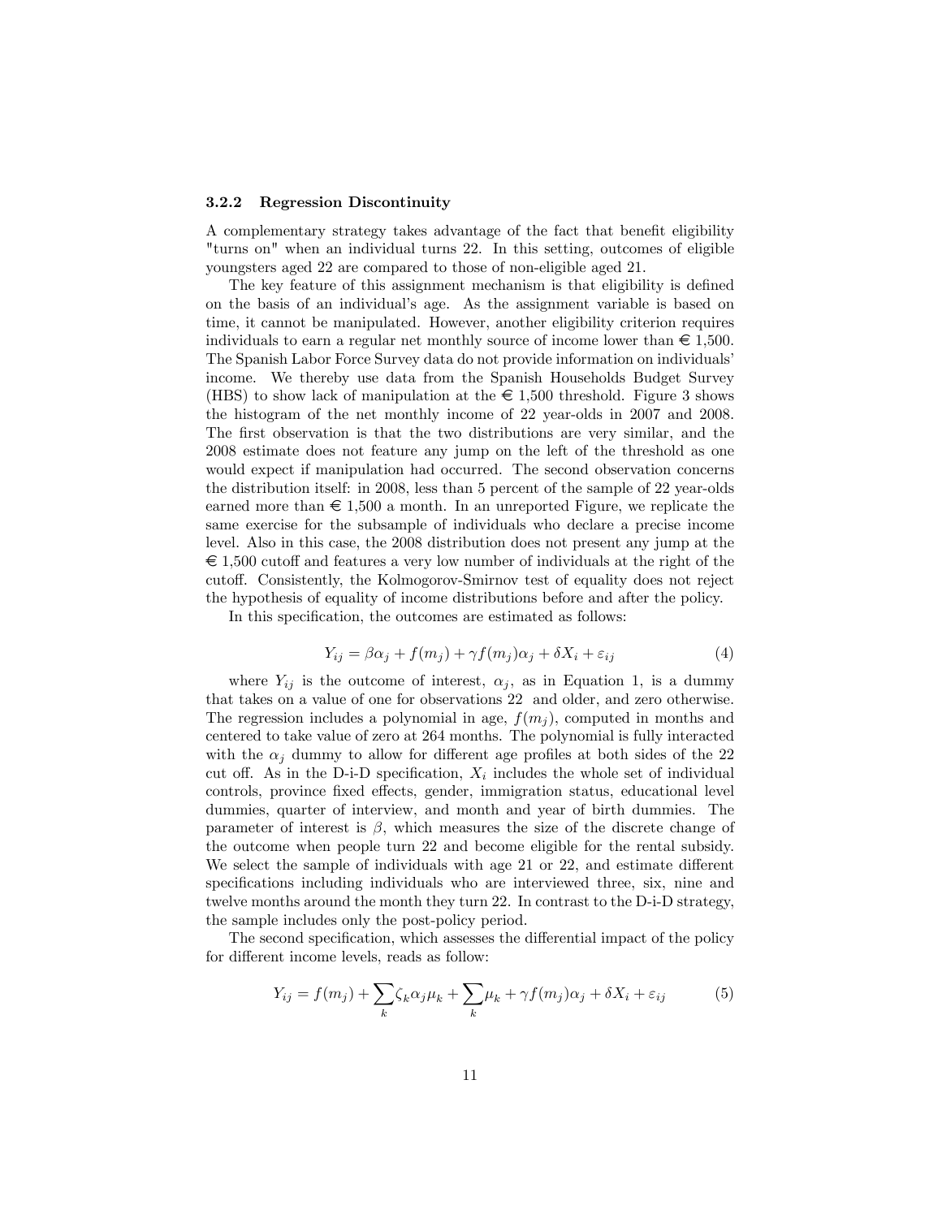#### 3.2.2 Regression Discontinuity

A complementary strategy takes advantage of the fact that benefit eligibility "turns on" when an individual turns 22. In this setting, outcomes of eligible youngsters aged 22 are compared to those of non-eligible aged 21.

The key feature of this assignment mechanism is that eligibility is defined on the basis of an individual's age. As the assignment variable is based on time, it cannot be manipulated. However, another eligibility criterion requires individuals to earn a regular net monthly source of income lower than € 1,500. The Spanish Labor Force Survey data do not provide information on individuals' income. We thereby use data from the Spanish Households Budget Survey (HBS) to show lack of manipulation at the € 1,500 threshold. Figure 3 shows the histogram of the net monthly income of 22 year-olds in 2007 and 2008. The first observation is that the two distributions are very similar, and the 2008 estimate does not feature any jump on the left of the threshold as one would expect if manipulation had occurred. The second observation concerns the distribution itself: in 2008, less than 5 percent of the sample of 22 year-olds earned more than € 1,500 a month. In an unreported Figure, we replicate the same exercise for the subsample of individuals who declare a precise income level. Also in this case, the 2008 distribution does not present any jump at the € 1,500 cutoff and features a very low number of individuals at the right of the cutoff. Consistently, the Kolmogorov-Smirnov test of equality does not reject the hypothesis of equality of income distributions before and after the policy.

In this specification, the outcomes are estimated as follows:

$$Y_{ij} = \beta\alpha_j + f(m_j) + \gamma f(m_j)\alpha_j + \delta X_i + \varepsilon_{ij} \tag{4}$$

where $Y_{ij}$ is the outcome of interest, $\alpha_j$, as in Equation 1, is a dummy that takes on a value of one for observations 22 and older, and zero otherwise. The regression includes a polynomial in age, $f(m_j)$, computed in months and centered to take value of zero at 264 months. The polynomial is fully interacted with the $\alpha_j$ dummy to allow for different age profiles at both sides of the 22 cut off. As in the D-i-D specification, $X_i$ includes the whole set of individual controls, province fixed effects, gender, immigration status, educational level dummies, quarter of interview, and month and year of birth dummies. The parameter of interest is $\beta$, which measures the size of the discrete change of the outcome when people turn 22 and become eligible for the rental subsidy. We select the sample of individuals with age 21 or 22, and estimate different specifications including individuals who are interviewed three, six, nine and twelve months around the month they turn 22. In contrast to the D-i-D strategy, the sample includes only the post-policy period.

The second specification, which assesses the differential impact of the policy for different income levels, reads as follow:

$$Y_{ij} = f(m_j) + \sum_k \zeta_k \alpha_j \mu_k + \sum_k \mu_k + \gamma f(m_j)\alpha_j + \delta X_i + \varepsilon_{ij} \tag{5}$$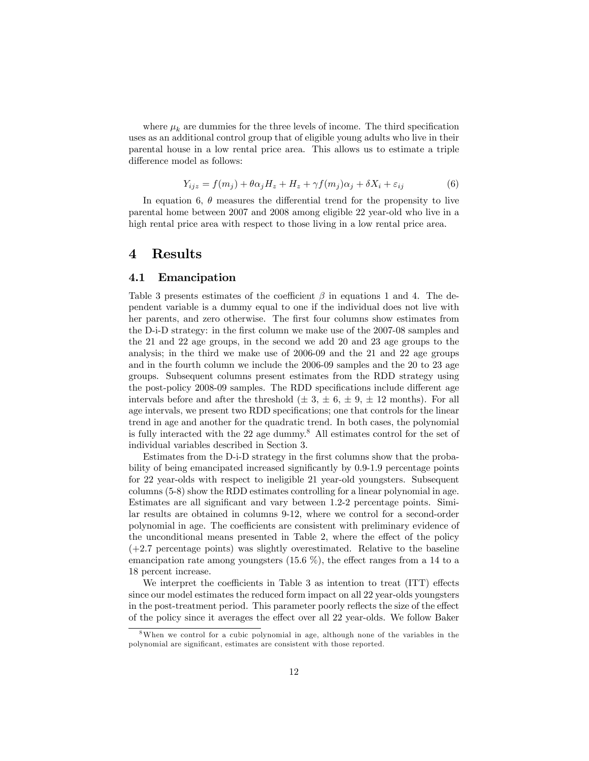where $\mu_k$ are dummies for the three levels of income. The third specification uses as an additional control group that of eligible young adults who live in their parental house in a low rental price area. This allows us to estimate a triple difference model as follows:

$$Y_{ijz} = f(m_j) + \theta\alpha_j H_z + H_z + \gamma f(m_j)\alpha_j + \delta X_i + \varepsilon_{ij} \tag{6}$$

In equation 6, $\theta$ measures the differential trend for the propensity to live parental home between 2007 and 2008 among eligible 22 year-old who live in a high rental price area with respect to those living in a low rental price area.

# 4 Results

## 4.1 Emancipation

Table 3 presents estimates of the coefficient $\beta$ in equations 1 and 4. The dependent variable is a dummy equal to one if the individual does not live with her parents, and zero otherwise. The first four columns show estimates from the D-i-D strategy: in the first column we make use of the 2007-08 samples and the 21 and 22 age groups, in the second we add 20 and 23 age groups to the analysis; in the third we make use of 2006-09 and the 21 and 22 age groups and in the fourth column we include the 2006-09 samples and the 20 to 23 age groups. Subsequent columns present estimates from the RDD strategy using the post-policy 2008-09 samples. The RDD specifications include different age intervals before and after the threshold ($\pm$ 3, $\pm$ 6, $\pm$ 9, $\pm$ 12 months). For all age intervals, we present two RDD specifications; one that controls for the linear trend in age and another for the quadratic trend. In both cases, the polynomial is fully interacted with the 22 age dummy.[8] All estimates control for the set of individual variables described in Section 3.

Estimates from the D-i-D strategy in the first columns show that the probability of being emancipated increased significantly by 0.9-1.9 percentage points for 22 year-olds with respect to ineligible 21 year-old youngsters. Subsequent columns (5-8) show the RDD estimates controlling for a linear polynomial in age. Estimates are all significant and vary between 1.2-2 percentage points. Similar results are obtained in columns 9-12, where we control for a second-order polynomial in age. The coefficients are consistent with preliminary evidence of the unconditional means presented in Table 2, where the effect of the policy (+2.7 percentage points) was slightly overestimated. Relative to the baseline emancipation rate among youngsters (15.6 %), the effect ranges from a 14 to a 18 percent increase.

We interpret the coefficients in Table 3 as intention to treat (ITT) effects since our model estimates the reduced form impact on all 22 year-olds youngsters in the post-treatment period. This parameter poorly reflects the size of the effect of the policy since it averages the effect over all 22 year-olds. We follow Baker

[8] When we control for a cubic polynomial in age, although none of the variables in the polynomial are significant, estimates are consistent with those reported.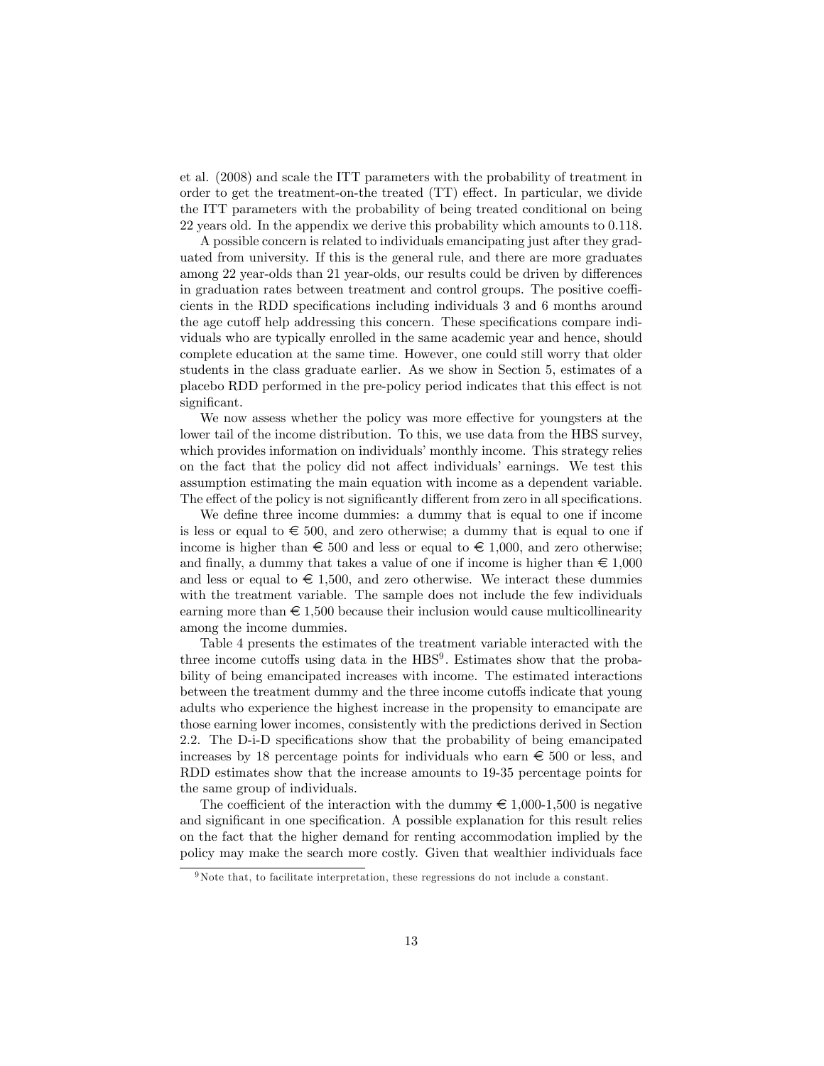et al. (2008) and scale the ITT parameters with the probability of treatment in order to get the treatment-on-the treated (TT) effect. In particular, we divide the ITT parameters with the probability of being treated conditional on being 22 years old. In the appendix we derive this probability which amounts to 0.118.

A possible concern is related to individuals emancipating just after they graduated from university. If this is the general rule, and there are more graduates among 22 year-olds than 21 year-olds, our results could be driven by differences in graduation rates between treatment and control groups. The positive coefficients in the RDD specifications including individuals 3 and 6 months around the age cutoff help addressing this concern. These specifications compare individuals who are typically enrolled in the same academic year and hence, should complete education at the same time. However, one could still worry that older students in the class graduate earlier. As we show in Section 5, estimates of a placebo RDD performed in the pre-policy period indicates that this effect is not significant.

We now assess whether the policy was more effective for youngsters at the lower tail of the income distribution. To this, we use data from the HBS survey, which provides information on individuals' monthly income. This strategy relies on the fact that the policy did not affect individuals' earnings. We test this assumption estimating the main equation with income as a dependent variable. The effect of the policy is not significantly different from zero in all specifications.

We define three income dummies: a dummy that is equal to one if income is less or equal to € 500, and zero otherwise; a dummy that is equal to one if income is higher than € 500 and less or equal to € 1,000, and zero otherwise; and finally, a dummy that takes a value of one if income is higher than € 1,000 and less or equal to € 1,500, and zero otherwise. We interact these dummies with the treatment variable. The sample does not include the few individuals earning more than € 1,500 because their inclusion would cause multicollinearity among the income dummies.

Table 4 presents the estimates of the treatment variable interacted with the three income cutoffs using data in the HBS[9]. Estimates show that the probability of being emancipated increases with income. The estimated interactions between the treatment dummy and the three income cutoffs indicate that young adults who experience the highest increase in the propensity to emancipate are those earning lower incomes, consistently with the predictions derived in Section 2.2. The D-i-D specifications show that the probability of being emancipated increases by 18 percentage points for individuals who earn € 500 or less, and RDD estimates show that the increase amounts to 19-35 percentage points for the same group of individuals.

The coefficient of the interaction with the dummy € 1,000-1,500 is negative and significant in one specification. A possible explanation for this result relies on the fact that the higher demand for renting accommodation implied by the policy may make the search more costly. Given that wealthier individuals face

[9] Note that, to facilitate interpretation, these regressions do not include a constant.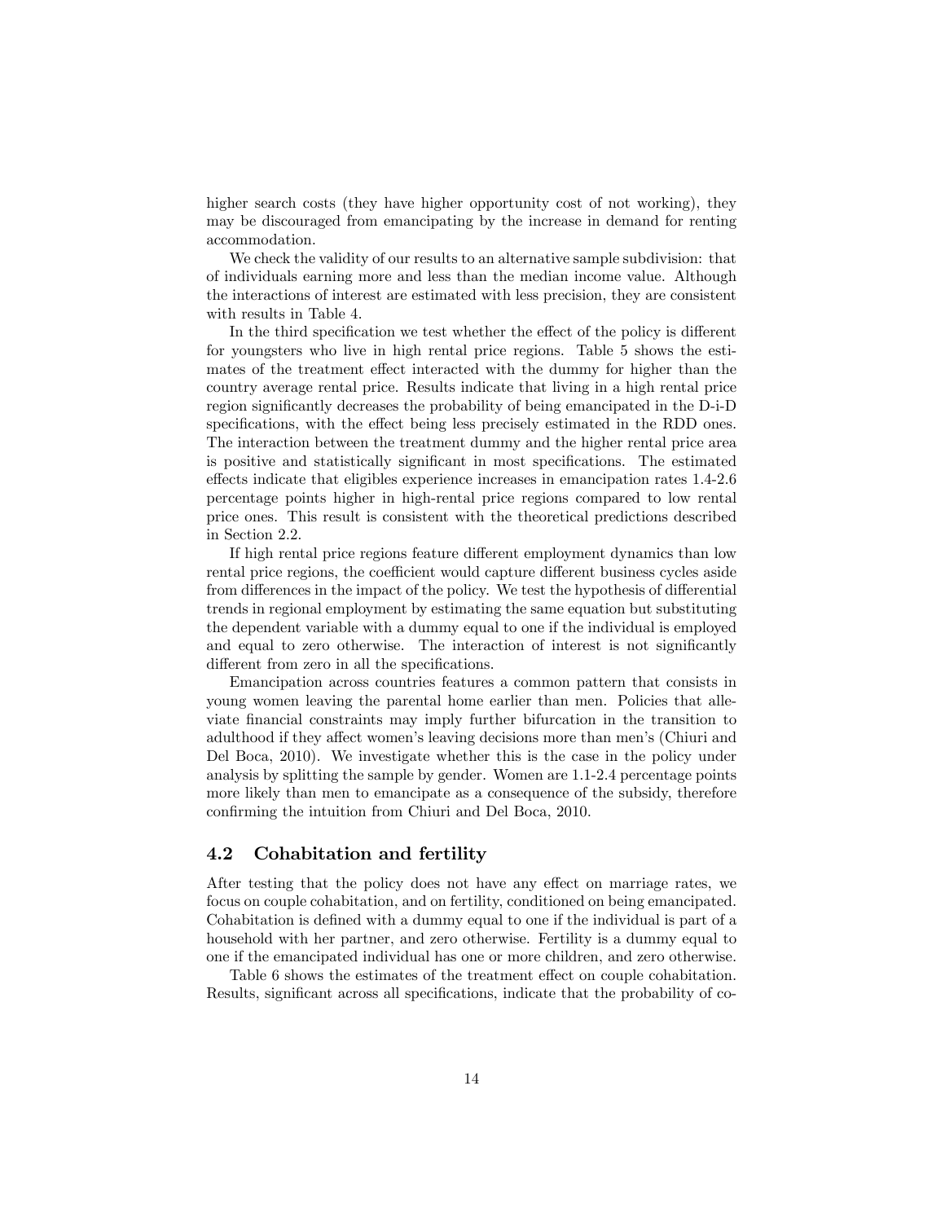higher search costs (they have higher opportunity cost of not working), they may be discouraged from emancipating by the increase in demand for renting accommodation.

We check the validity of our results to an alternative sample subdivision: that of individuals earning more and less than the median income value. Although the interactions of interest are estimated with less precision, they are consistent with results in Table 4.

In the third specification we test whether the effect of the policy is different for youngsters who live in high rental price regions. Table 5 shows the estimates of the treatment effect interacted with the dummy for higher than the country average rental price. Results indicate that living in a high rental price region significantly decreases the probability of being emancipated in the D-i-D specifications, with the effect being less precisely estimated in the RDD ones. The interaction between the treatment dummy and the higher rental price area is positive and statistically significant in most specifications. The estimated effects indicate that eligibles experience increases in emancipation rates 1.4-2.6 percentage points higher in high-rental price regions compared to low rental price ones. This result is consistent with the theoretical predictions described in Section 2.2.

If high rental price regions feature different employment dynamics than low rental price regions, the coefficient would capture different business cycles aside from differences in the impact of the policy. We test the hypothesis of differential trends in regional employment by estimating the same equation but substituting the dependent variable with a dummy equal to one if the individual is employed and equal to zero otherwise. The interaction of interest is not significantly different from zero in all the specifications.

Emancipation across countries features a common pattern that consists in young women leaving the parental home earlier than men. Policies that alleviate financial constraints may imply further bifurcation in the transition to adulthood if they affect women's leaving decisions more than men's (Chiuri and Del Boca, 2010). We investigate whether this is the case in the policy under analysis by splitting the sample by gender. Women are 1.1-2.4 percentage points more likely than men to emancipate as a consequence of the subsidy, therefore confirming the intuition from Chiuri and Del Boca, 2010.

## 4.2 Cohabitation and fertility

After testing that the policy does not have any effect on marriage rates, we focus on couple cohabitation, and on fertility, conditioned on being emancipated. Cohabitation is defined with a dummy equal to one if the individual is part of a household with her partner, and zero otherwise. Fertility is a dummy equal to one if the emancipated individual has one or more children, and zero otherwise.

Table 6 shows the estimates of the treatment effect on couple cohabitation. Results, significant across all specifications, indicate that the probability of co-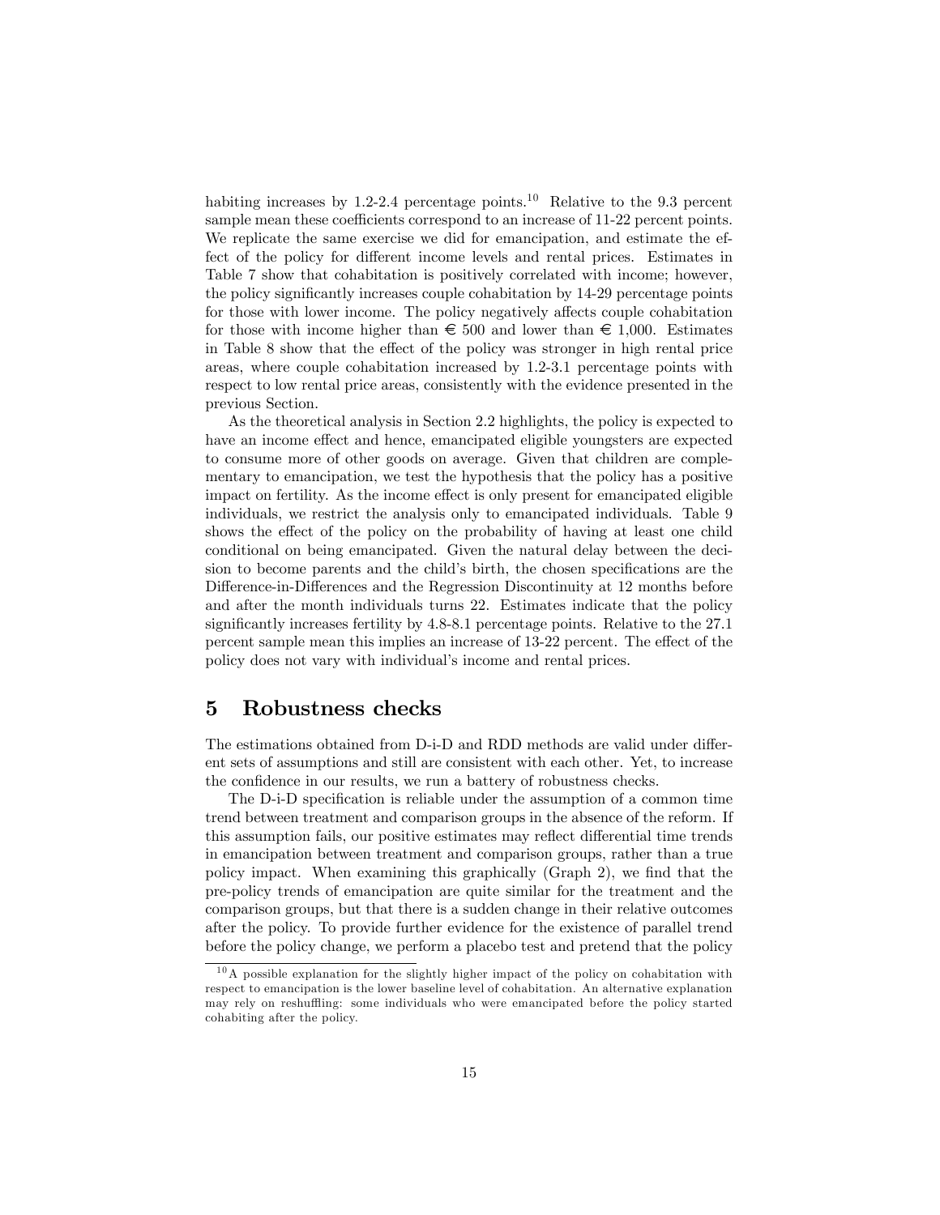habiting increases by 1.2-2.4 percentage points.[10] Relative to the 9.3 percent sample mean these coefficients correspond to an increase of 11-22 percent points. We replicate the same exercise we did for emancipation, and estimate the effect of the policy for different income levels and rental prices. Estimates in Table 7 show that cohabitation is positively correlated with income; however, the policy significantly increases couple cohabitation by 14-29 percentage points for those with lower income. The policy negatively affects couple cohabitation for those with income higher than € 500 and lower than € 1,000. Estimates in Table 8 show that the effect of the policy was stronger in high rental price areas, where couple cohabitation increased by 1.2-3.1 percentage points with respect to low rental price areas, consistently with the evidence presented in the previous Section.

As the theoretical analysis in Section 2.2 highlights, the policy is expected to have an income effect and hence, emancipated eligible youngsters are expected to consume more of other goods on average. Given that children are complementary to emancipation, we test the hypothesis that the policy has a positive impact on fertility. As the income effect is only present for emancipated eligible individuals, we restrict the analysis only to emancipated individuals. Table 9 shows the effect of the policy on the probability of having at least one child conditional on being emancipated. Given the natural delay between the decision to become parents and the child's birth, the chosen specifications are the Difference-in-Differences and the Regression Discontinuity at 12 months before and after the month individuals turns 22. Estimates indicate that the policy significantly increases fertility by 4.8-8.1 percentage points. Relative to the 27.1 percent sample mean this implies an increase of 13-22 percent. The effect of the policy does not vary with individual's income and rental prices.

# 5 Robustness checks

The estimations obtained from D-i-D and RDD methods are valid under different sets of assumptions and still are consistent with each other. Yet, to increase the confidence in our results, we run a battery of robustness checks.

The D-i-D specification is reliable under the assumption of a common time trend between treatment and comparison groups in the absence of the reform. If this assumption fails, our positive estimates may reflect differential time trends in emancipation between treatment and comparison groups, rather than a true policy impact. When examining this graphically (Graph 2), we find that the pre-policy trends of emancipation are quite similar for the treatment and the comparison groups, but that there is a sudden change in their relative outcomes after the policy. To provide further evidence for the existence of parallel trend before the policy change, we perform a placebo test and pretend that the policy

[10] A possible explanation for the slightly higher impact of the policy on cohabitation with respect to emancipation is the lower baseline level of cohabitation. An alternative explanation may rely on reshuffling: some individuals who were emancipated before the policy started cohabiting after the policy.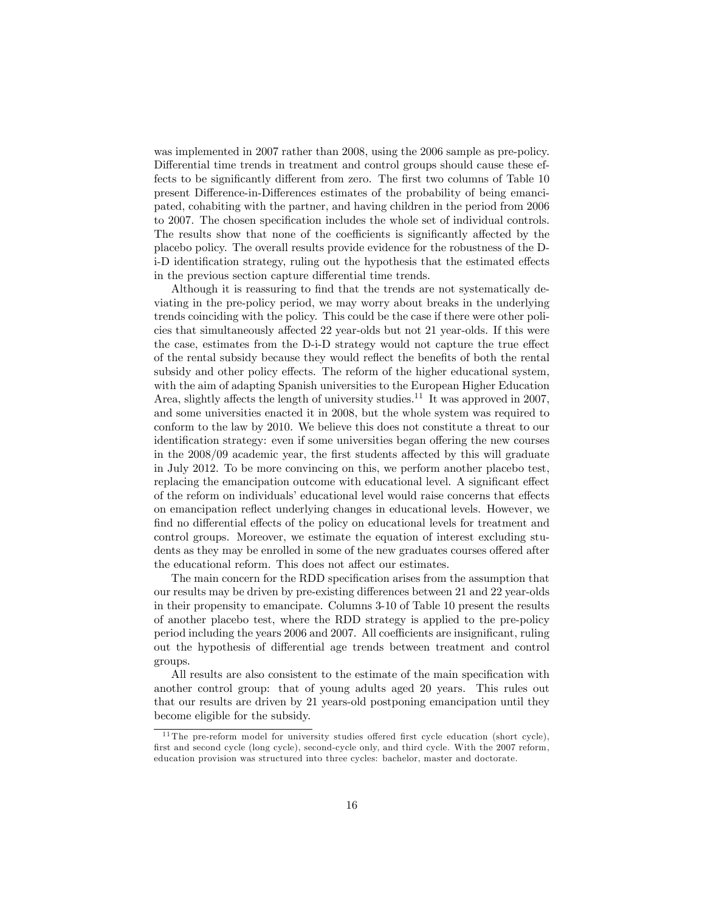was implemented in 2007 rather than 2008, using the 2006 sample as pre-policy. Differential time trends in treatment and control groups should cause these effects to be significantly different from zero. The first two columns of Table 10 present Difference-in-Differences estimates of the probability of being emancipated, cohabiting with the partner, and having children in the period from 2006 to 2007. The chosen specification includes the whole set of individual controls. The results show that none of the coefficients is significantly affected by the placebo policy. The overall results provide evidence for the robustness of the D-i-D identification strategy, ruling out the hypothesis that the estimated effects in the previous section capture differential time trends.

Although it is reassuring to find that the trends are not systematically deviating in the pre-policy period, we may worry about breaks in the underlying trends coinciding with the policy. This could be the case if there were other policies that simultaneously affected 22 year-olds but not 21 year-olds. If this were the case, estimates from the D-i-D strategy would not capture the true effect of the rental subsidy because they would reflect the benefits of both the rental subsidy and other policy effects. The reform of the higher educational system, with the aim of adapting Spanish universities to the European Higher Education Area, slightly affects the length of university studies.[11] It was approved in 2007, and some universities enacted it in 2008, but the whole system was required to conform to the law by 2010. We believe this does not constitute a threat to our identification strategy: even if some universities began offering the new courses in the 2008/09 academic year, the first students affected by this will graduate in July 2012. To be more convincing on this, we perform another placebo test, replacing the emancipation outcome with educational level. A significant effect of the reform on individuals' educational level would raise concerns that effects on emancipation reflect underlying changes in educational levels. However, we find no differential effects of the policy on educational levels for treatment and control groups. Moreover, we estimate the equation of interest excluding students as they may be enrolled in some of the new graduates courses offered after the educational reform. This does not affect our estimates.

The main concern for the RDD specification arises from the assumption that our results may be driven by pre-existing differences between 21 and 22 year-olds in their propensity to emancipate. Columns 3-10 of Table 10 present the results of another placebo test, where the RDD strategy is applied to the pre-policy period including the years 2006 and 2007. All coefficients are insignificant, ruling out the hypothesis of differential age trends between treatment and control groups.

All results are also consistent to the estimate of the main specification with another control group: that of young adults aged 20 years. This rules out that our results are driven by 21 years-old postponing emancipation until they become eligible for the subsidy.

[11] The pre-reform model for university studies offered first cycle education (short cycle), first and second cycle (long cycle), second-cycle only, and third cycle. With the 2007 reform, education provision was structured into three cycles: bachelor, master and doctorate.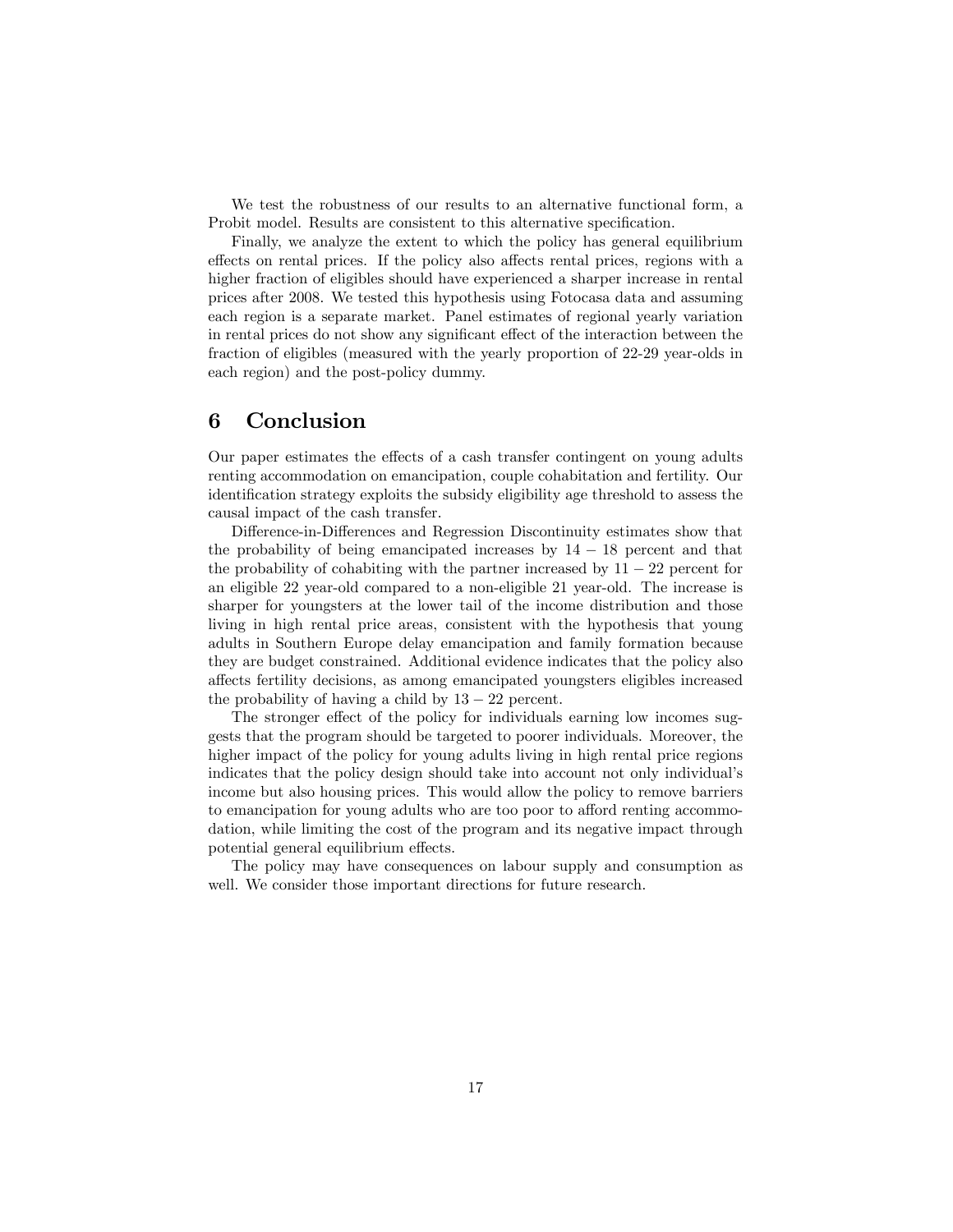We test the robustness of our results to an alternative functional form, a Probit model. Results are consistent to this alternative specification.

Finally, we analyze the extent to which the policy has general equilibrium effects on rental prices. If the policy also affects rental prices, regions with a higher fraction of eligibles should have experienced a sharper increase in rental prices after 2008. We tested this hypothesis using Fotocasa data and assuming each region is a separate market. Panel estimates of regional yearly variation in rental prices do not show any significant effect of the interaction between the fraction of eligibles (measured with the yearly proportion of 22-29 year-olds in each region) and the post-policy dummy.

## 6 Conclusion

Our paper estimates the effects of a cash transfer contingent on young adults renting accommodation on emancipation, couple cohabitation and fertility. Our identification strategy exploits the subsidy eligibility age threshold to assess the causal impact of the cash transfer.

Difference-in-Differences and Regression Discontinuity estimates show that the probability of being emancipated increases by $14-18$ percent and that the probability of cohabiting with the partner increased by $11-22$ percent for an eligible 22 year-old compared to a non-eligible 21 year-old. The increase is sharper for youngsters at the lower tail of the income distribution and those living in high rental price areas, consistent with the hypothesis that young adults in Southern Europe delay emancipation and family formation because they are budget constrained. Additional evidence indicates that the policy also affects fertility decisions, as among emancipated youngsters eligibles increased the probability of having a child by $13-22$ percent.

The stronger effect of the policy for individuals earning low incomes suggests that the program should be targeted to poorer individuals. Moreover, the higher impact of the policy for young adults living in high rental price regions indicates that the policy design should take into account not only individual's income but also housing prices. This would allow the policy to remove barriers to emancipation for young adults who are too poor to afford renting accommodation, while limiting the cost of the program and its negative impact through potential general equilibrium effects.

The policy may have consequences on labour supply and consumption as well. We consider those important directions for future research.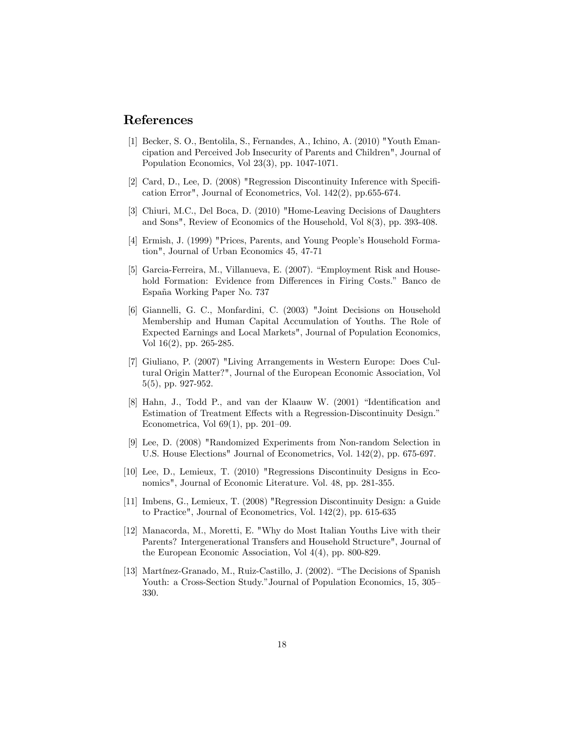## References

[1] Becker, S. O., Bentolila, S., Fernandes, A., Ichino, A. (2010) "Youth Emancipation and Perceived Job Insecurity of Parents and Children", Journal of Population Economics, Vol 23(3), pp. 1047-1071.

[2] Card, D., Lee, D. (2008) "Regression Discontinuity Inference with Specification Error", Journal of Econometrics, Vol. 142(2), pp.655-674.

[3] Chiuri, M.C., Del Boca, D. (2010) "Home-Leaving Decisions of Daughters and Sons", Review of Economics of the Household, Vol 8(3), pp. 393-408.

[4] Ermish, J. (1999) "Prices, Parents, and Young People's Household Formation", Journal of Urban Economics 45, 47-71

[5] Garcia-Ferreira, M., Villanueva, E. (2007). "Employment Risk and Household Formation: Evidence from Differences in Firing Costs." Banco de España Working Paper No. 737

[6] Giannelli, G. C., Monfardini, C. (2003) "Joint Decisions on Household Membership and Human Capital Accumulation of Youths. The Role of Expected Earnings and Local Markets", Journal of Population Economics, Vol 16(2), pp. 265-285.

[7] Giuliano, P. (2007) "Living Arrangements in Western Europe: Does Cultural Origin Matter?", Journal of the European Economic Association, Vol 5(5), pp. 927-952.

[8] Hahn, J., Todd P., and van der Klaauw W. (2001) "Identification and Estimation of Treatment Effects with a Regression-Discontinuity Design." Econometrica, Vol 69(1), pp. 201–09.

[9] Lee, D. (2008) "Randomized Experiments from Non-random Selection in U.S. House Elections" Journal of Econometrics, Vol. 142(2), pp. 675-697.

[10] Lee, D., Lemieux, T. (2010) "Regressions Discontinuity Designs in Economics", Journal of Economic Literature. Vol. 48, pp. 281-355.

[11] Imbens, G., Lemieux, T. (2008) "Regression Discontinuity Design: a Guide to Practice", Journal of Econometrics, Vol. 142(2), pp. 615-635

[12] Manacorda, M., Moretti, E. "Why do Most Italian Youths Live with their Parents? Intergenerational Transfers and Household Structure", Journal of the European Economic Association, Vol 4(4), pp. 800-829.

[13] Martínez-Granado, M., Ruiz-Castillo, J. (2002). "The Decisions of Spanish Youth: a Cross-Section Study." Journal of Population Economics, 15, 305–330.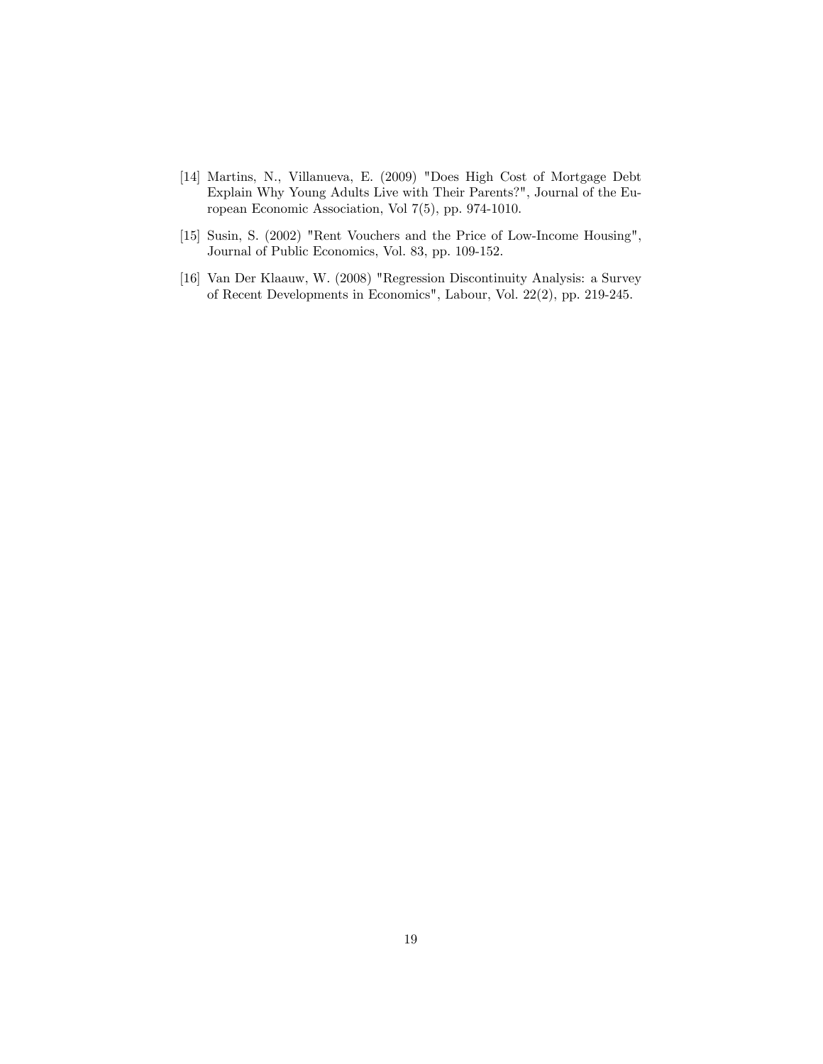[14] Martins, N., Villanueva, E. (2009) "Does High Cost of Mortgage Debt Explain Why Young Adults Live with Their Parents?", Journal of the European Economic Association, Vol 7(5), pp. 974-1010.

[15] Susin, S. (2002) "Rent Vouchers and the Price of Low-Income Housing", Journal of Public Economics, Vol. 83, pp. 109-152.

[16] Van Der Klaauw, W. (2008) "Regression Discontinuity Analysis: a Survey of Recent Developments in Economics", Labour, Vol. 22(2), pp. 219-245.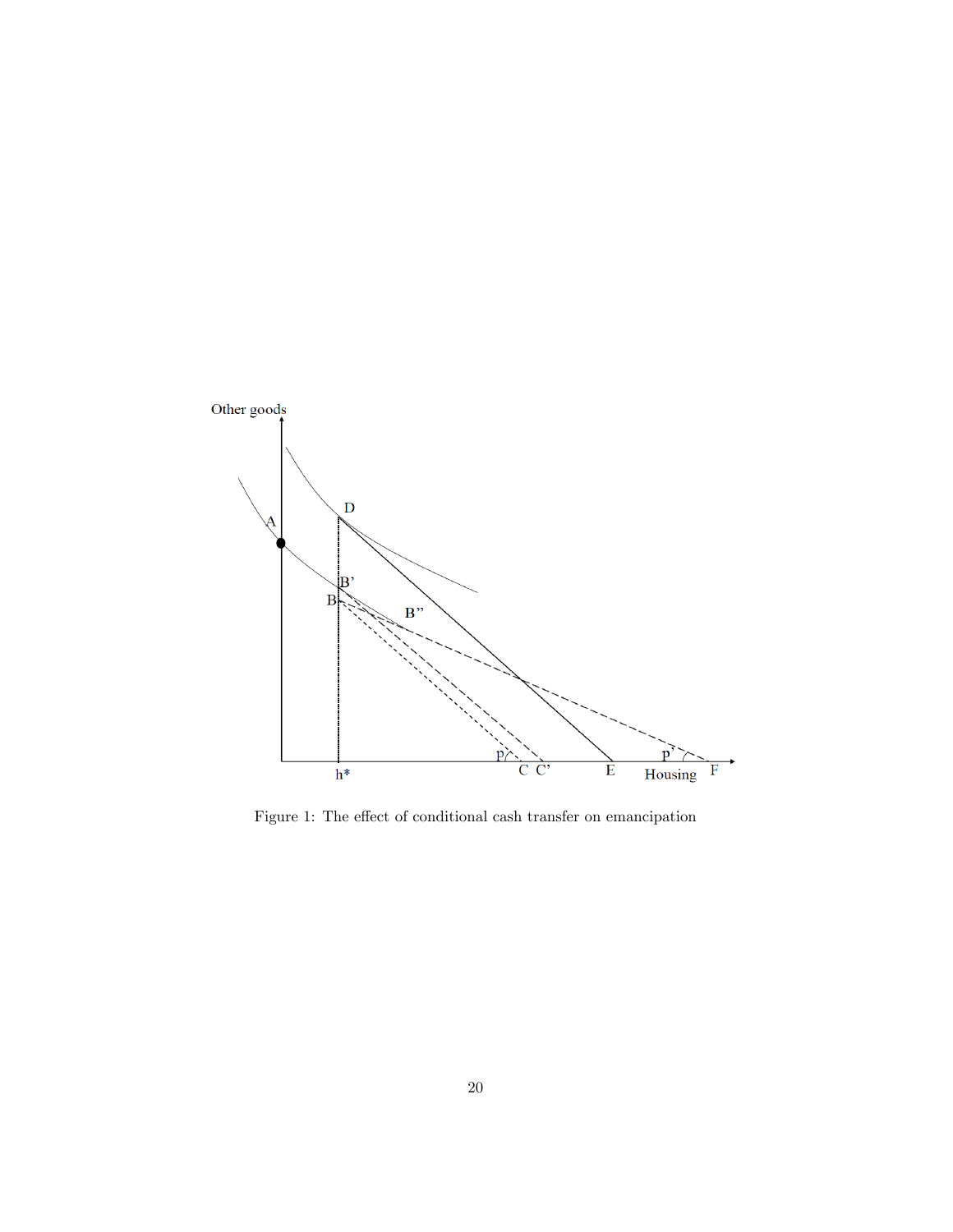Figure 1: The effect of conditional cash transfer on emancipation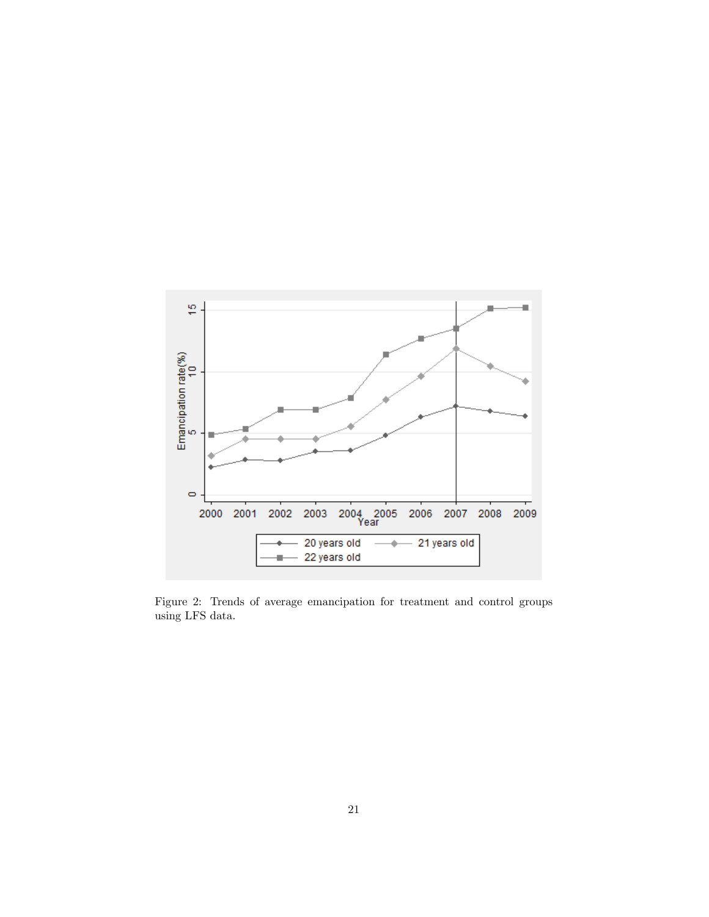Figure 2: Trends of average emancipation for treatment and control groups using LFS data.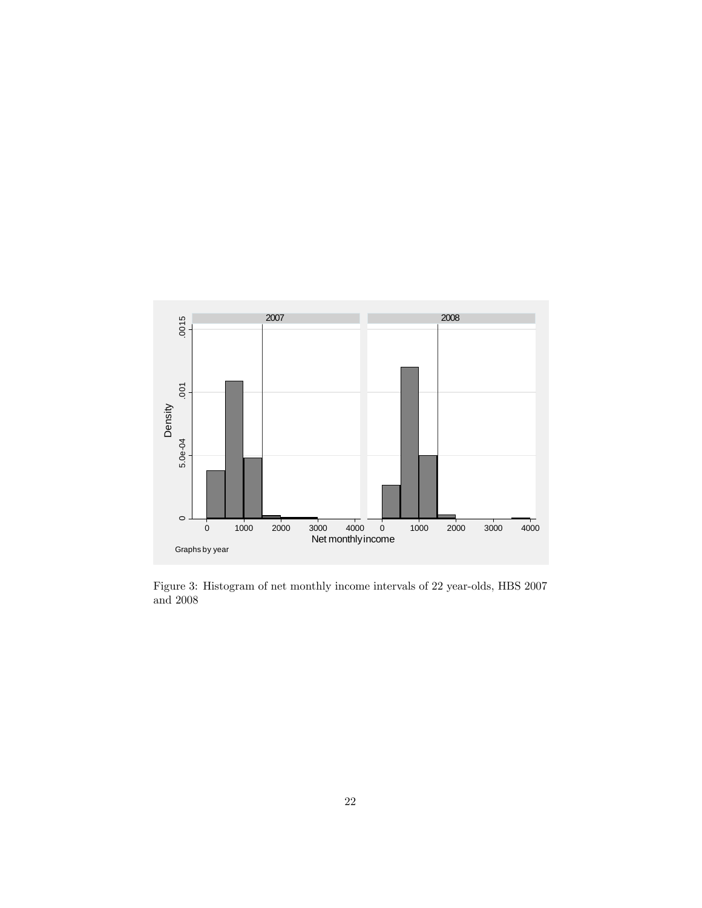Figure 3: Histogram of net monthly income intervals of 22 year-olds, HBS 2007 and 2008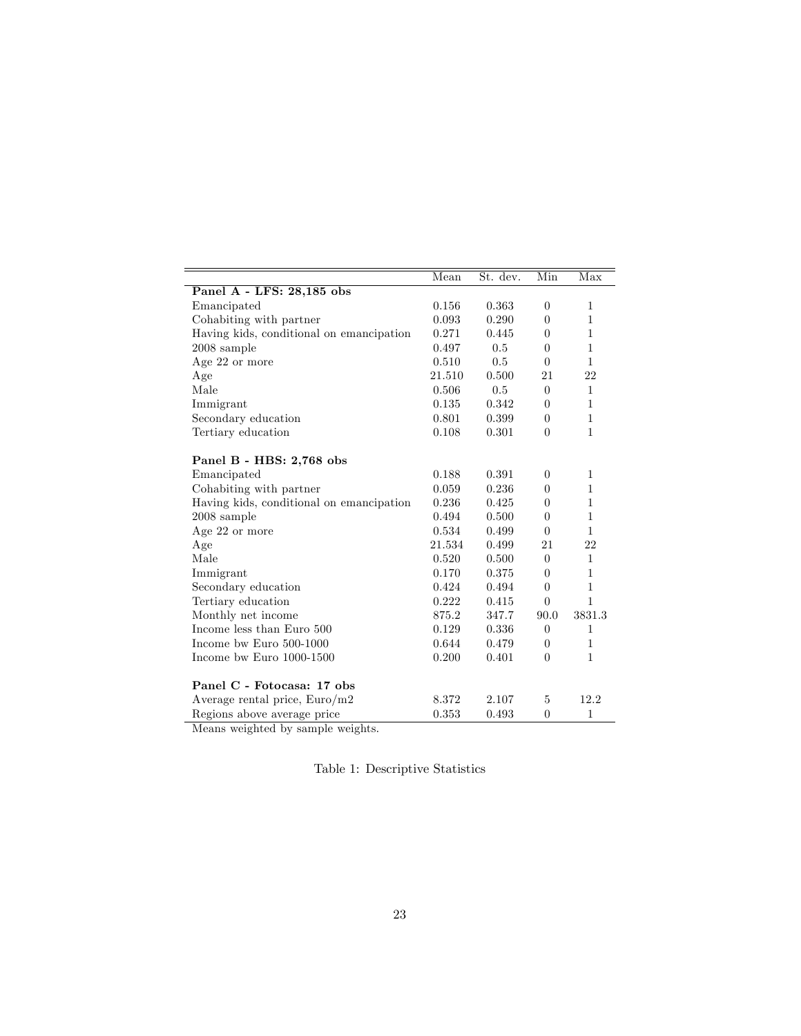| | Mean | St. dev. | Min | Max |
|---|---|---|---|---|
| **Panel A - LFS: 28,185 obs** | | | | |
| Emancipated | 0.156 | 0.363 | 0 | 1 |
| Cohabiting with partner | 0.093 | 0.290 | 0 | 1 |
| Having kids, conditional on emancipation | 0.271 | 0.445 | 0 | 1 |
| 2008 sample | 0.497 | 0.5 | 0 | 1 |
| Age 22 or more | 0.510 | 0.5 | 0 | 1 |
| Age | 21.510 | 0.500 | 21 | 22 |
| Male | 0.506 | 0.5 | 0 | 1 |
| Immigrant | 0.135 | 0.342 | 0 | 1 |
| Secondary education | 0.801 | 0.399 | 0 | 1 |
| Tertiary education | 0.108 | 0.301 | 0 | 1 |
| **Panel B - HBS: 2,768 obs** | | | | |
| Emancipated | 0.188 | 0.391 | 0 | 1 |
| Cohabiting with partner | 0.059 | 0.236 | 0 | 1 |
| Having kids, conditional on emancipation | 0.236 | 0.425 | 0 | 1 |
| 2008 sample | 0.494 | 0.500 | 0 | 1 |
| Age 22 or more | 0.534 | 0.499 | 0 | 1 |
| Age | 21.534 | 0.499 | 21 | 22 |
| Male | 0.520 | 0.500 | 0 | 1 |
| Immigrant | 0.170 | 0.375 | 0 | 1 |
| Secondary education | 0.424 | 0.494 | 0 | 1 |
| Tertiary education | 0.222 | 0.415 | 0 | 1 |
| Monthly net income | 875.2 | 347.7 | 90.0 | 3831.3 |
| Income less than Euro 500 | 0.129 | 0.336 | 0 | 1 |
| Income bw Euro 500-1000 | 0.644 | 0.479 | 0 | 1 |
| Income bw Euro 1000-1500 | 0.200 | 0.401 | 0 | 1 |
| **Panel C - Fotocasa: 17 obs** | | | | |
| Average rental price, Euro/m2 | 8.372 | 2.107 | 5 | 12.2 |
| Regions above average price | 0.353 | 0.493 | 0 | 1 |

Means weighted by sample weights.

Table 1: Descriptive Statistics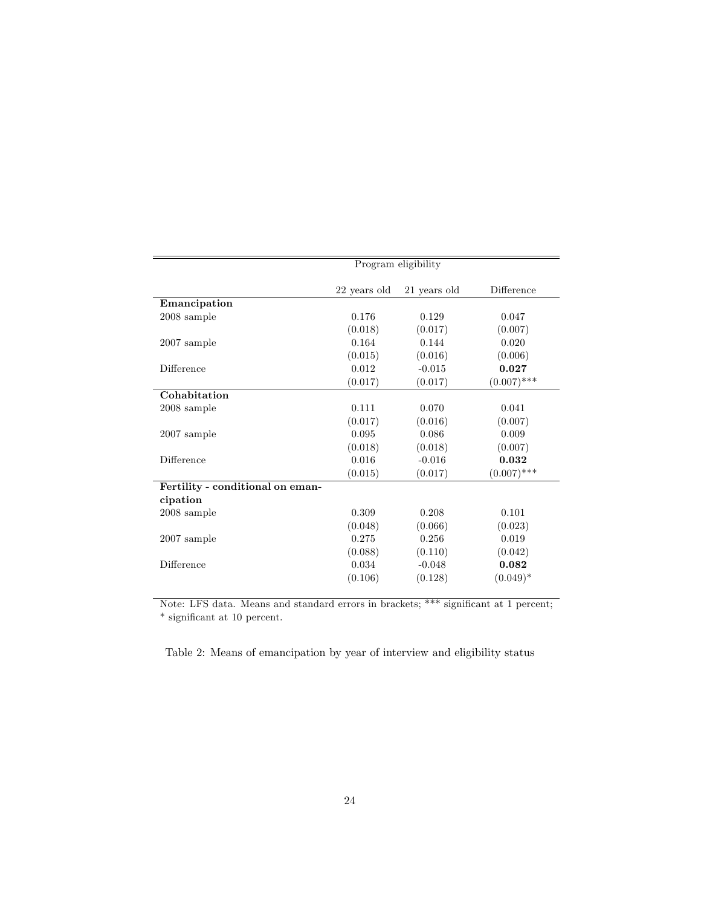| | Program eligibility | | |
|---|---|---|---|
| | 22 years old | 21 years old | Difference |
| **Emancipation** | | | |
| 2008 sample | 0.176 | 0.129 | 0.047 |
| | (0.018) | (0.017) | (0.007) |
| 2007 sample | 0.164 | 0.144 | 0.020 |
| | (0.015) | (0.016) | (0.006) |
| Difference | 0.012 | -0.015 | **0.027** |
| | (0.017) | (0.017) | (0.007)*** |
| **Cohabitation** | | | |
| 2008 sample | 0.111 | 0.070 | 0.041 |
| | (0.017) | (0.016) | (0.007) |
| 2007 sample | 0.095 | 0.086 | 0.009 |
| | (0.018) | (0.018) | (0.007) |
| Difference | 0.016 | -0.016 | **0.032** |
| | (0.015) | (0.017) | (0.007)*** |
| **Fertility - conditional on emancipation** | | | |
| 2008 sample | 0.309 | 0.208 | 0.101 |
| | (0.048) | (0.066) | (0.023) |
| 2007 sample | 0.275 | 0.256 | 0.019 |
| | (0.088) | (0.110) | (0.042) |
| Difference | 0.034 | -0.048 | **0.082** |
| | (0.106) | (0.128) | (0.049)* |

Note: LFS data. Means and standard errors in brackets; *** significant at 1 percent; * significant at 10 percent.

Table 2: Means of emancipation by year of interview and eligibility status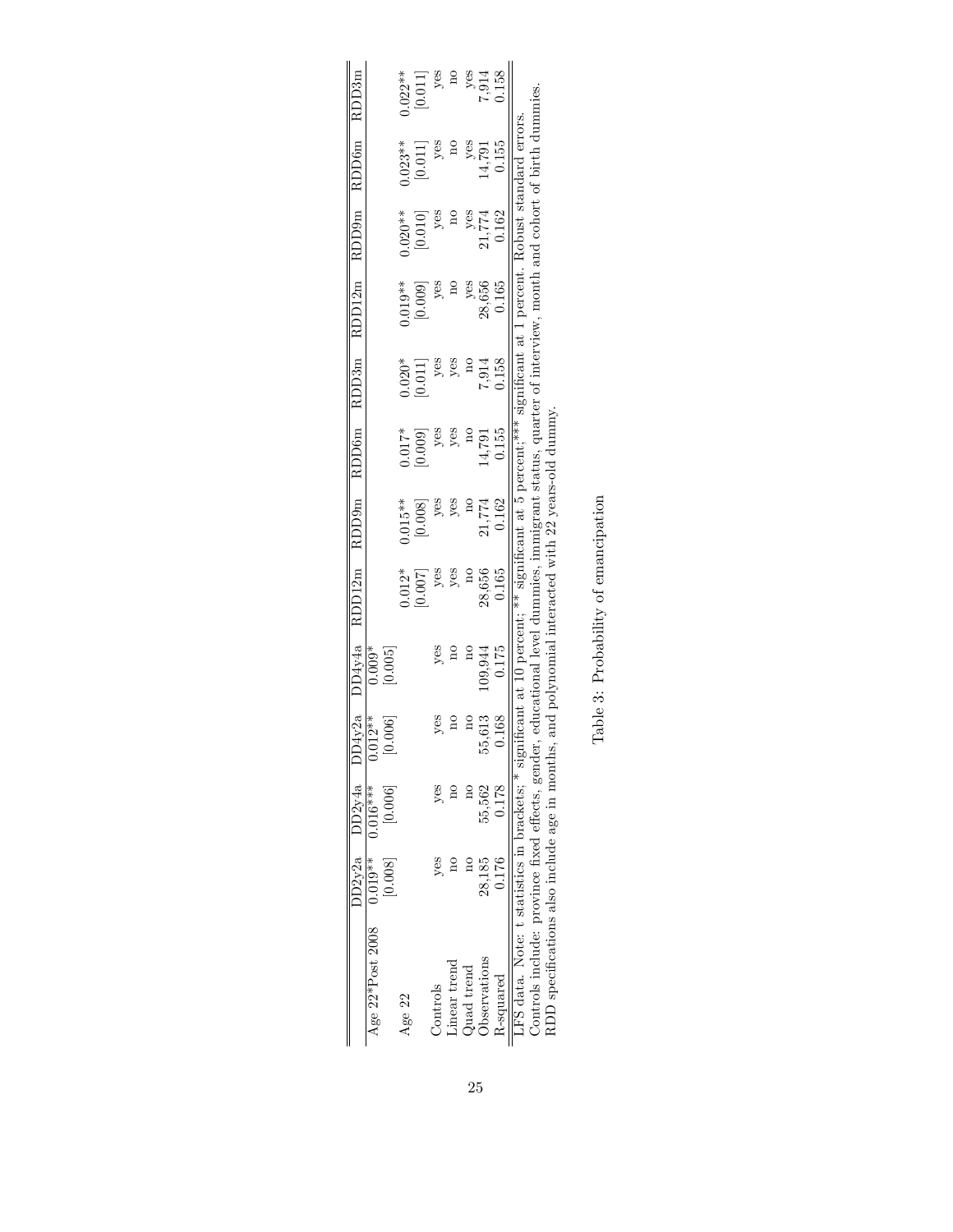|  | DD2y2a | DD2y4a | DD4y2a | DD4y4a | RDD12m | RDD9m | RDD6m | RDD3m | RDD12m | RDD9m | RDD6m | RDD3m |
|---|---|---|---|---|---|---|---|---|---|---|---|---|
| Age 22*Post 2008 | 0.019** | 0.016*** | 0.012** | 0.009* |  |  |  |  |  |  |  |  |
|  | [0.008] | [0.006] | [0.006] | [0.005] |  |  |  |  |  |  |  |  |
| Age 22 |  |  |  |  | 0.012* | 0.015** | 0.017* | 0.020* | 0.019** | 0.020** | 0.023** | 0.022** |
|  |  |  |  |  | [0.007] | [0.008] | [0.009] | [0.011] | [0.009] | [0.010] | [0.011] | [0.011] |
| Controls | yes | yes | yes | yes | yes | yes | yes | yes | yes | yes | yes | yes |
| Linear trend | no | no | no | no | yes | yes | yes | yes | no | no | no | no |
| Quad trend | no | no | no | no | no | no | no | no | yes | yes | yes | yes |
| Observations | 28,185 | 55,562 | 55,613 | 109,944 | 28,656 | 21,774 | 14,791 | 7,914 | 28,656 | 21,774 | 14,791 | 7,914 |
| R-squared | 0.176 | 0.178 | 0.168 | 0.175 | 0.165 | 0.162 | 0.155 | 0.158 | 0.165 | 0.162 | 0.155 | 0.158 |

LFS data. Note: t statistics in brackets; * significant at 10 percent; ** significant at 5 percent; *** significant at 1 percent. Robust standard errors.
Controls include: province fixed effects, gender, educational level dummies, immigrant status, quarter of interview, month and cohort of birth dummies.
RDD specifications also include age in months, and polynomial interacted with 22 years-old dummy.

Table 3: Probability of emancipation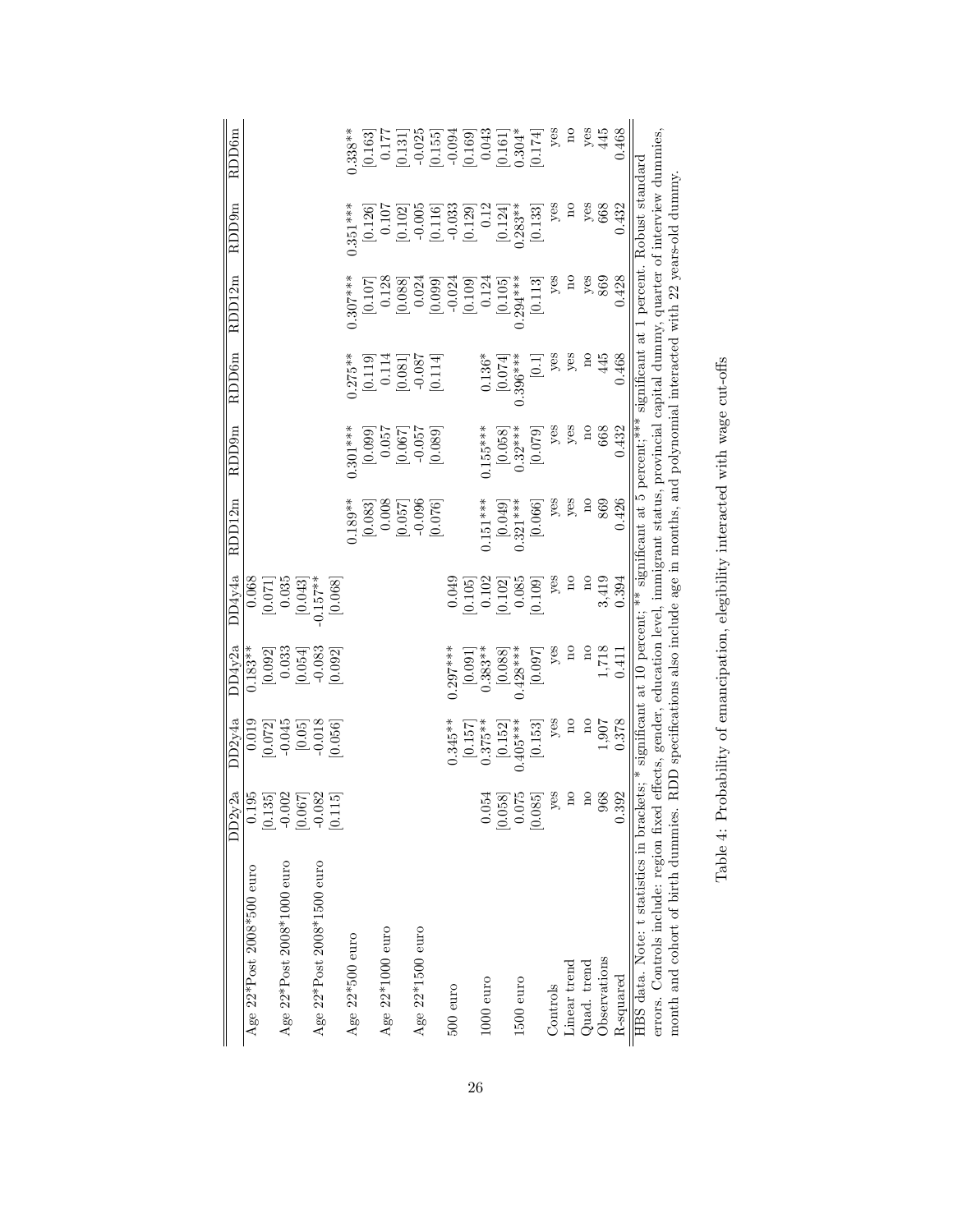|  | DD2y2a | DD2y4a | DD4y2a | DD4y4a | RDD12m | RDD9m | RDD6m | RDD12m | RDD9m | RDD6m |
|---|---|---|---|---|---|---|---|---|---|---|
| Age 22*Post 2008*500 euro | 0.195 | 0.019 | 0.183** | 0.068 |  |  |  |  |  |  |
|  | [0.135] | [0.072] | [0.092] | [0.071] |  |  |  |  |  |  |
| Age 22*Post 2008*1000 euro | -0.002 | -0.045 | 0.033 | 0.035 |  |  |  |  |  |  |
|  | [0.067] | [0.05] | [0.054] | [0.043] |  |  |  |  |  |  |
| Age 22*Post 2008*1500 euro | -0.082 | -0.018 | -0.083 | -0.157** |  |  |  |  |  |  |
|  | [0.115] | [0.056] | [0.092] | [0.068] |  |  |  |  |  |  |
| Age 22*500 euro |  |  |  |  | 0.189** | 0.301*** | 0.275** | 0.307*** | 0.351*** | 0.338** |
|  |  |  |  |  | [0.083] | [0.099] | [0.119] | [0.107] | [0.126] | [0.163] |
| Age 22*1000 euro |  |  |  |  | 0.008 | 0.057 | 0.114 | 0.128 | 0.107 | 0.177 |
|  |  |  |  |  | [0.057] | [0.067] | [0.081] | [0.088] | [0.102] | [0.131] |
| Age 22*1500 euro |  |  |  |  | -0.096 | -0.057 | -0.087 | 0.024 | -0.005 | -0.025 |
|  |  |  |  |  | [0.076] | [0.089] | [0.114] | [0.099] | [0.116] | [0.155] |
| 500 euro |  | 0.345** | 0.297*** | 0.049 |  |  |  | -0.024 | -0.033 | -0.094 |
|  |  | [0.157] | [0.091] | [0.105] |  |  |  | [0.109] | [0.129] | [0.169] |
| 1000 euro | 0.054 | 0.375** | 0.383** | 0.102 | 0.151*** | 0.155*** | 0.136* | 0.124 | 0.12 | 0.043 |
|  | [0.058] | [0.152] | [0.088] | [0.102] | [0.049] | [0.058] | [0.074] | [0.105] | [0.124] | [0.161] |
| 1500 euro | 0.075 | 0.405*** | 0.428*** | 0.085 | 0.321*** | 0.32*** | 0.396*** | 0.294*** | 0.283** | 0.304* |
|  | [0.085] | [0.153] | [0.097] | [0.109] | [0.066] | [0.079] | [0.1] | [0.113] | [0.133] | [0.174] |
| Controls | yes | yes | yes | yes | yes | yes | yes | yes | yes | yes |
| Linear trend | no | no | no | no | yes | yes | yes | no | no | no |
| Quad. trend | no | no | no | no | no | no | no | yes | yes | yes |
| Observations | 968 | 1,907 | 1,718 | 3,419 | 869 | 668 | 445 | 869 | 668 | 445 |
| R-squared | 0.392 | 0.378 | 0.411 | 0.394 | 0.426 | 0.432 | 0.468 | 0.428 | 0.432 | 0.468 |

HBS data. Note: t statistics in brackets; * significant at 10 percent; ** significant at 5 percent; *** significant at 1 percent. Robust standard errors. Controls include: region fixed effects, gender, education level, immigrant status, provincial capital dummy, quarter of interview dummies, month and cohort of birth dummies. RDD specifications also include age in months, and polynomial interacted with 22 years-old dummy.

Table 4: Probability of emancipation, elegibility interacted with wage cut-offs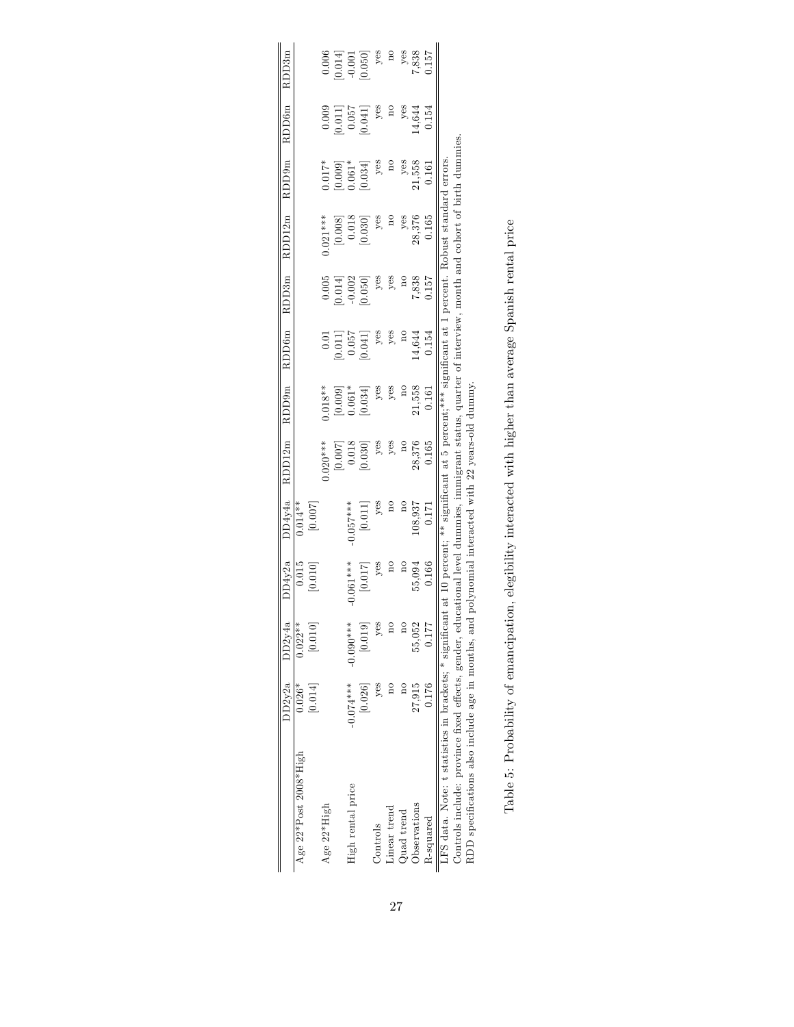| | DD2y2a | DD2y4a | DD4y2a | DD4y4a | RDD12m | RDD9m | RDD6m | RDD3m | RDD12m | RDD9m | RDD6m | RDD3m |
|---|---|---|---|---|---|---|---|---|---|---|---|---|
| Age 22*Post 2008*High | 0.026* | 0.022** | 0.015 | 0.014** | | | | | | | | |
| | [0.014] | [0.010] | [0.010] | [0.007] | | | | | | | | |
| Age 22*High | | | | | 0.020*** | 0.018** | 0.01 | 0.005 | 0.021*** | 0.017* | 0.009 | 0.006 |
| | | | | | [0.007] | [0.009] | [0.011] | [0.014] | [0.008] | [0.009] | [0.011] | [0.014] |
| High rental price | -0.074*** | -0.090*** | -0.061*** | -0.057*** | 0.018 | 0.061* | 0.057 | -0.002 | 0.018 | 0.061* | 0.057 | -0.001 |
| | [0.026] | [0.019] | [0.017] | [0.011] | [0.030] | [0.034] | [0.041] | [0.050] | [0.030] | [0.034] | [0.041] | [0.050] |
| Controls | yes | yes | yes | yes | yes | yes | yes | yes | yes | yes | yes | yes |
| Linear trend | no | no | no | no | yes | yes | yes | yes | no | no | no | no |
| Quad trend | no | no | no | no | no | no | no | no | yes | yes | yes | yes |
| Observations | 27,915 | 55,052 | 55,094 | 108,937 | 28,376 | 21,558 | 14,644 | 7,838 | 28,376 | 21,558 | 14,644 | 7,838 |
| R-squared | 0.176 | 0.177 | 0.166 | 0.171 | 0.165 | 0.161 | 0.154 | 0.157 | 0.165 | 0.161 | 0.154 | 0.157 |

LFS data. Note: t statistics in brackets; * significant at 10 percent; ** significant at 5 percent;*** significant at 1 percent. Robust standard errors.
Controls include: province fixed effects, gender, educational level dummies, immigrant status, quarter of interview, month and cohort of birth dummies.
RDD specifications also include age in months, and polynomial interacted with 22 years-old dummy.

Table 5: Probability of emancipation, elegibility interacted with higher than average Spanish rental price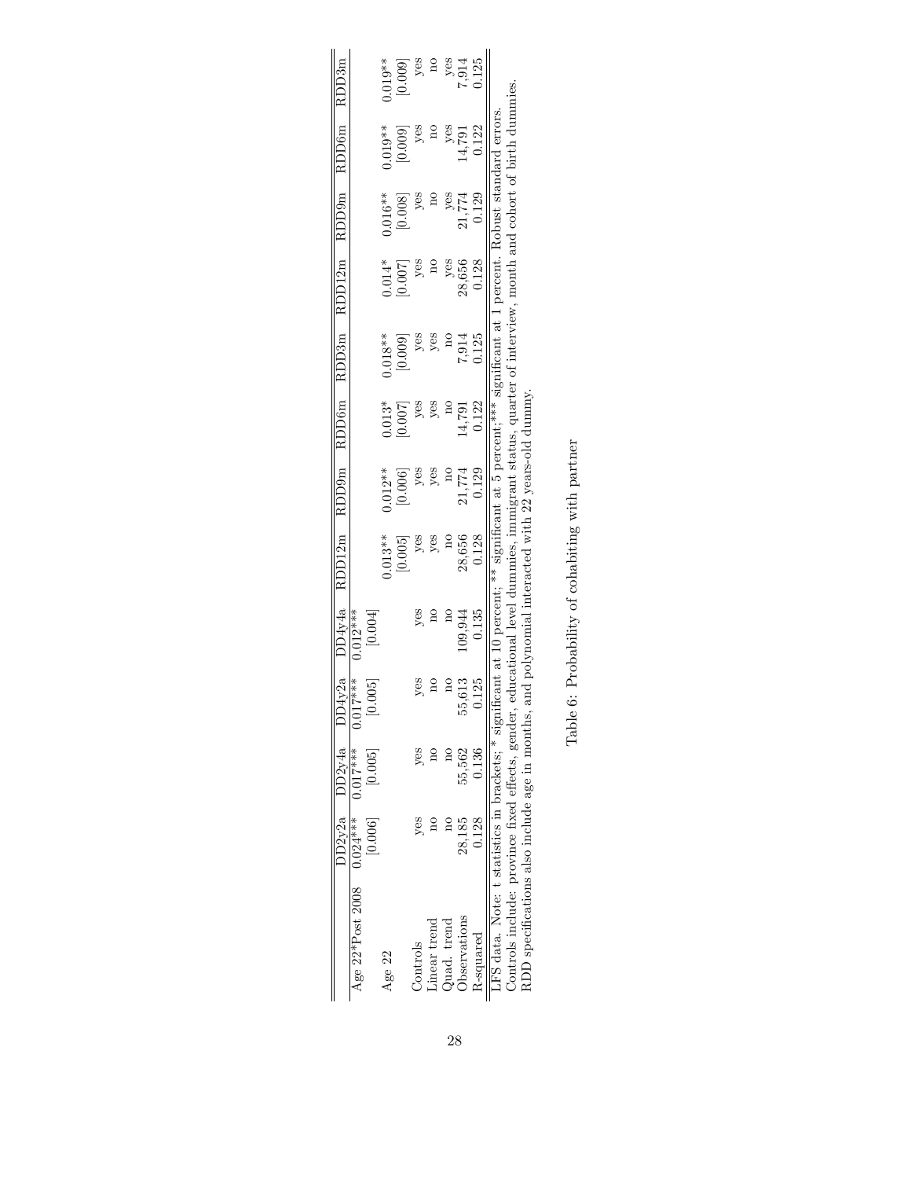| | DD2y2a | DD2y4a | DD4y2a | DD4y4a | RDD12m | RDD9m | RDD6m | RDD3m | RDD12m | RDD9m | RDD6m | RDD3m |
|---|---|---|---|---|---|---|---|---|---|---|---|---|
| Age 22*Post 2008 | 0.024*** | 0.017*** | 0.017*** | 0.012*** | | | | | | | | |
| | [0.006] | [0.005] | [0.005] | [0.004] | | | | | | | | |
| Age 22 | | | | | 0.013** | 0.012** | 0.013* | 0.018** | 0.014* | 0.016** | 0.019** | 0.019** |
| | | | | | [0.005] | [0.006] | [0.007] | [0.009] | [0.007] | [0.008] | [0.009] | [0.009] |
| Controls | yes | yes | yes | yes | yes | yes | yes | yes | yes | yes | yes | yes |
| Linear trend | no | no | no | no | yes | yes | yes | yes | no | no | no | no |
| Quad. trend | no | no | no | no | no | no | no | no | yes | yes | yes | yes |
| Observations | 28,185 | 55,562 | 55,613 | 109,944 | 28,656 | 21,774 | 14,791 | 7,914 | 28,656 | 21,774 | 14,791 | 7,914 |
| R-squared | 0.128 | 0.136 | 0.125 | 0.135 | 0.128 | 0.129 | 0.122 | 0.125 | 0.128 | 0.129 | 0.122 | 0.125 |

LFS data. Note: t statistics in brackets; * significant at 10 percent; ** significant at 5 percent; *** significant at 1 percent. Robust standard errors.
Controls include: province fixed effects, gender, educational level dummies, immigrant status, quarter of interview, month and cohort of birth dummies.
RDD specifications also include age in months, and polynomial interacted with 22 years-old dummy.

Table 6: Probability of cohabiting with partner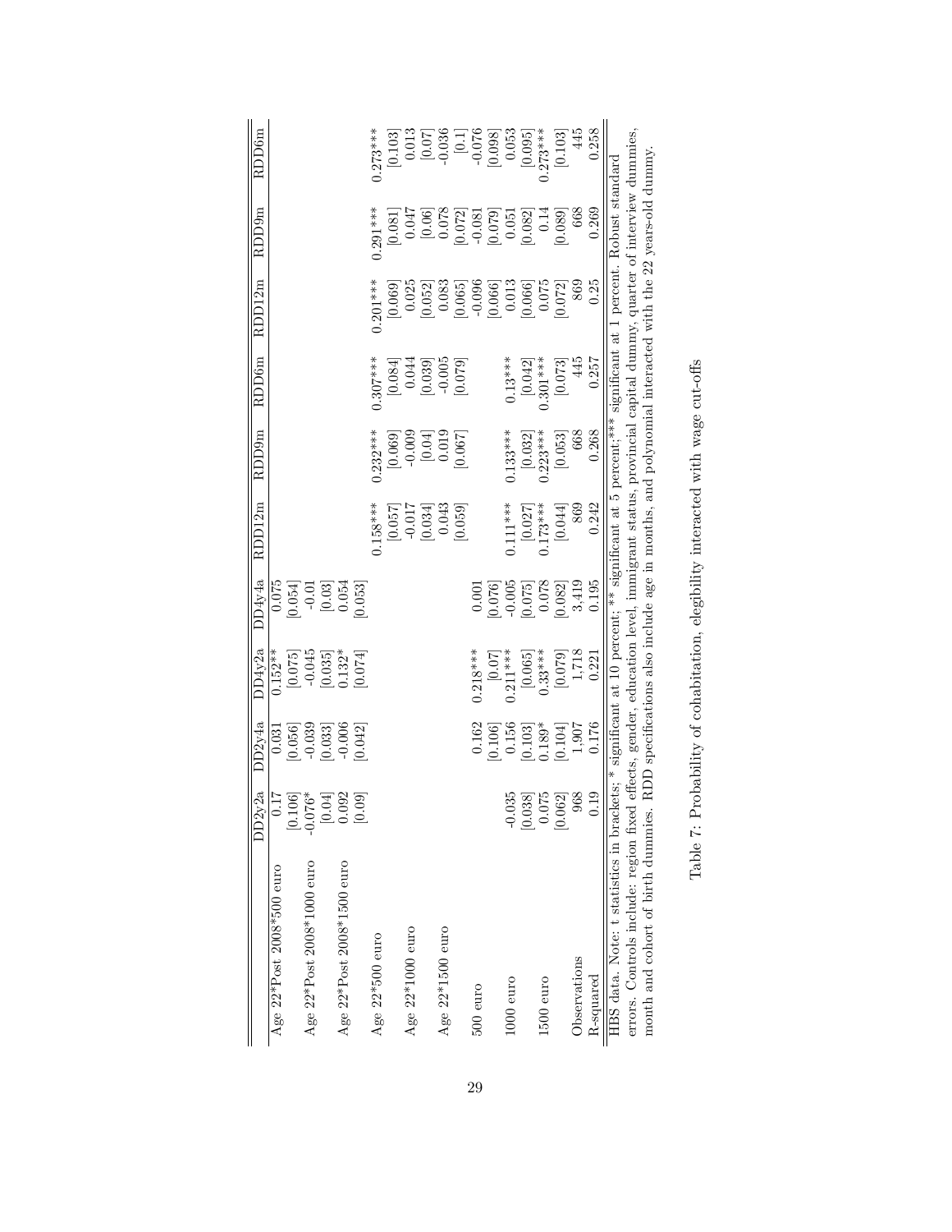|  | DD2y2a | DD2y4a | DD4y2a | DD4y4a | RDD12m | RDD9m | RDD6m | RDD12m | RDD9m | RDD6m |
|---|---|---|---|---|---|---|---|---|---|---|
| Age 22*Post 2008*500 euro | 0.17 | 0.031 | 0.152** | 0.075 |  |  |  |  |  |  |
|  | [0.106] | [0.056] | [0.075] | [0.054] |  |  |  |  |  |  |
| Age 22*Post 2008*1000 euro | -0.076* | -0.039 | -0.045 | -0.01 |  |  |  |  |  |  |
|  | [0.04] | [0.033] | [0.035] | [0.03] |  |  |  |  |  |  |
| Age 22*Post 2008*1500 euro | 0.092 | -0.006 | 0.132* | 0.054 |  |  |  |  |  |  |
|  | [0.09] | [0.042] | [0.074] | [0.053] |  |  |  |  |  |  |
| Age 22*500 euro |  |  |  |  | 0.158*** | 0.232*** | 0.307*** | 0.201*** | 0.291*** | 0.273*** |
|  |  |  |  |  | [0.057] | [0.069] | [0.084] | [0.069] | [0.081] | [0.103] |
| Age 22*1000 euro |  |  |  |  | -0.017 | -0.009 | 0.044 | 0.025 | 0.047 | 0.013 |
|  |  |  |  |  | [0.034] | [0.04] | [0.039] | [0.052] | [0.06] | [0.07] |
| Age 22*1500 euro |  |  |  |  | 0.043 | 0.019 | -0.005 | 0.083 | 0.078 | -0.036 |
|  |  |  |  |  | [0.059] | [0.067] | [0.079] | [0.065] | [0.072] | [0.1] |
| 500 euro |  | 0.162 | 0.218*** | 0.001 |  |  |  | -0.096 | -0.081 | -0.076 |
|  |  | [0.106] | [0.07] | [0.076] |  |  |  | [0.066] | [0.079] | [0.098] |
| 1000 euro | -0.035 | 0.156 | 0.211*** | -0.005 | 0.111*** | 0.133*** | 0.13*** | 0.013 | 0.051 | 0.053 |
|  | [0.038] | [0.103] | [0.065] | [0.075] | [0.027] | [0.032] | [0.042] | [0.066] | [0.082] | [0.095] |
| 1500 euro | 0.075 | 0.189* | 0.33*** | 0.078 | 0.173*** | 0.223*** | 0.301*** | 0.075 | 0.14 | 0.273*** |
|  | [0.062] | [0.104] | [0.079] | [0.082] | [0.044] | [0.053] | [0.073] | [0.072] | [0.089] | [0.103] |
| Observations | 968 | 1,907 | 1,718 | 3,419 | 869 | 668 | 445 | 869 | 668 | 445 |
| R-squared | 0.19 | 0.176 | 0.221 | 0.195 | 0.242 | 0.268 | 0.257 | 0.25 | 0.269 | 0.258 |

HBS data. Note: t statistics in brackets; * significant at 10 percent; ** significant at 5 percent;*** significant at 1 percent. Robust standard errors. Controls include: region fixed effects, gender, education level, immigrant status, provincial capital dummy, quarter of interview dummies, month and cohort of birth dummies. RDD specifications also include age in months, and polynomial interacted with the 22 years-old dummy.

Table 7: Probability of cohabitation, elegibility interacted with wage cut-offs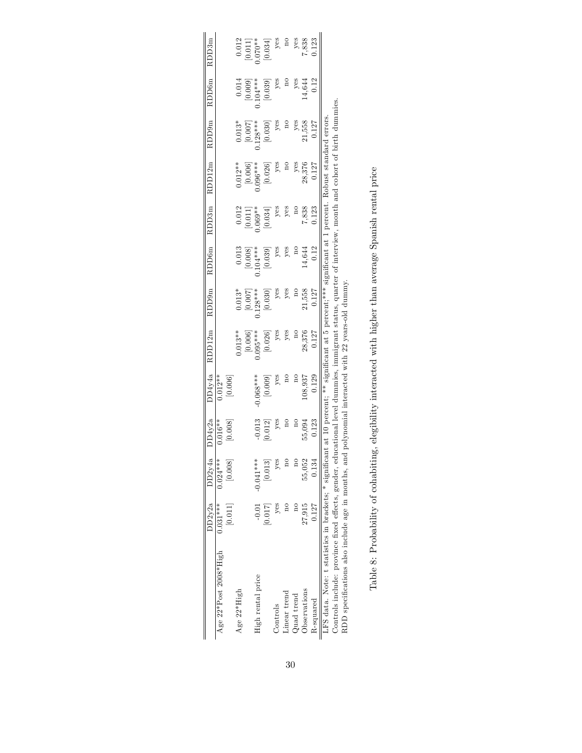|  | DD2y2a | DD2y4a | DD4y2a | DD4y4a | RDD12m | RDD9m | RDD6m | RDD3m | RDD12m | RDD9m | RDD6m | RDD3m |
|---|---|---|---|---|---|---|---|---|---|---|---|---|
| Age 22*Post 2008*High | 0.031*** | 0.024*** | 0.016** | 0.012** |  |  |  |  |  |  |  |  |
|  | [0.011] | [0.008] | [0.008] | [0.006] |  |  |  |  |  |  |  |  |
| Age 22*High |  |  |  |  | 0.013** | 0.013* | 0.013 | 0.012 | 0.012** | 0.013* | 0.014 | 0.012 |
|  |  |  |  |  | [0.006] | [0.007] | [0.008] | [0.011] | [0.006] | [0.007] | [0.009] | [0.011] |
| High rental price | -0.01 | -0.041*** | -0.013 | -0.068*** | 0.095*** | 0.128*** | 0.104*** | 0.069** | 0.096*** | 0.128*** | 0.104*** | 0.070** |
|  | [0.017] | [0.013] | [0.012] | [0.009] | [0.026] | [0.030] | [0.039] | [0.034] | [0.026] | [0.030] | [0.039] | [0.034] |
| Controls | yes | yes | yes | yes | yes | yes | yes | yes | yes | yes | yes | yes |
| Linear trend | no | no | no | no | yes | yes | yes | yes | no | no | no | no |
| Quad trend | no | no | no | no | no | no | no | no | yes | yes | yes | yes |
| Observations | 27,915 | 55,052 | 55,094 | 108,937 | 28,376 | 21,558 | 14,644 | 7,838 | 28,376 | 21,558 | 14,644 | 7,838 |
| R-squared | 0.127 | 0.134 | 0.123 | 0.129 | 0.127 | 0.127 | 0.12 | 0.123 | 0.127 | 0.127 | 0.12 | 0.123 |

LFS data. Note: t statistics in brackets; * significant at 10 percent; ** significant at 5 percent;*** significant at 1 percent. Robust standard errors.
Controls include: province fixed effects, gender, educational level dummies, immigrant status, quarter of interview, month and cohort of birth dummies.
RDD specifications also include age in months, and polynomial interacted with 22 years-old dummy.

Table 8: Probability of cohabiting, elegibility interacted with higher than average Spanish rental price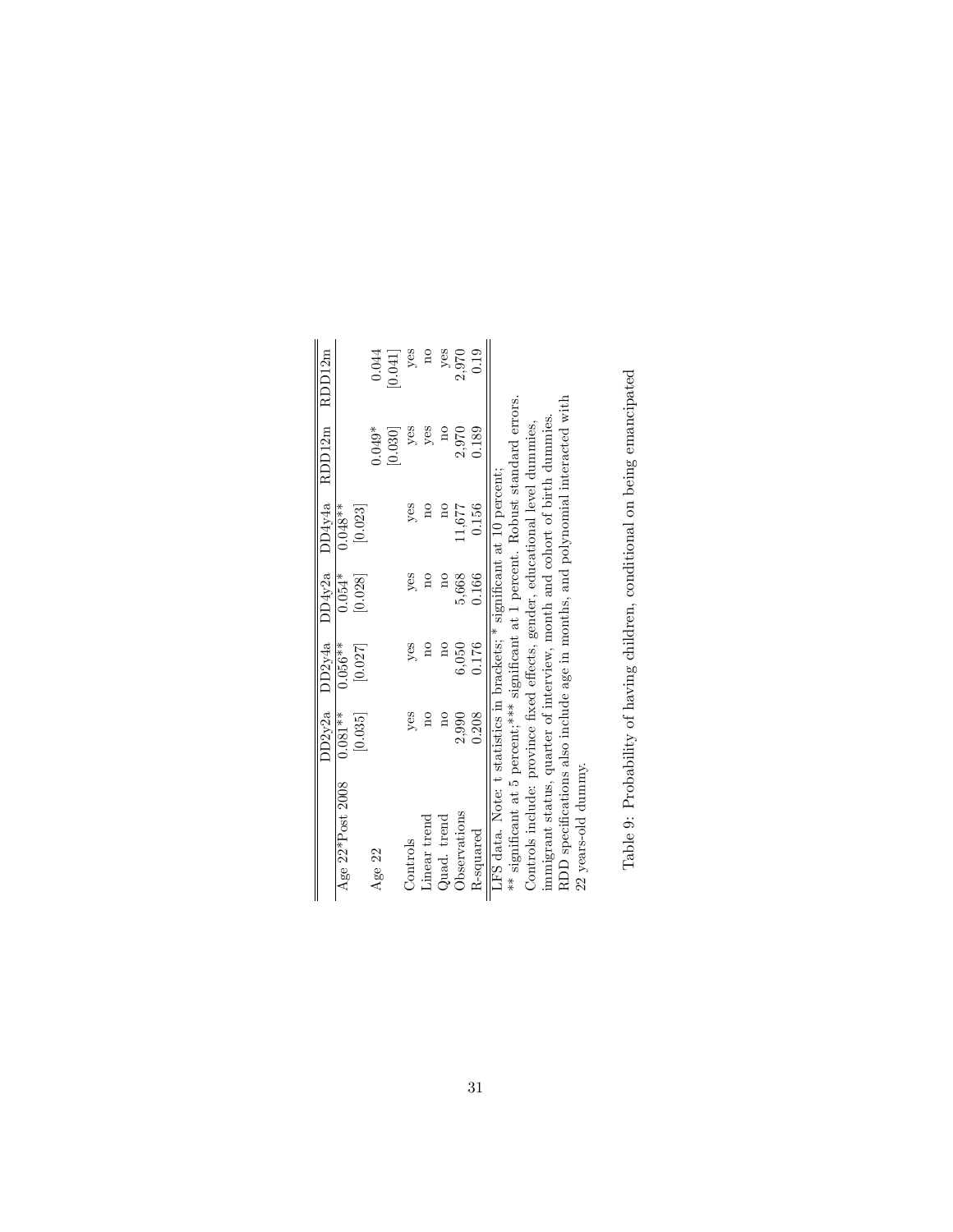|  | DD2y2a | DD2y4a | DD4y2a | DD4y4a | RDD12m | RDD12m |
|---|---|---|---|---|---|---|
| Age 22*Post 2008 | 0.081** | 0.056** | 0.054* | 0.048** |  |  |
|  | [0.035] | [0.027] | [0.028] | [0.023] |  |  |
| Age 22 |  |  |  |  | 0.049* | 0.044 |
|  |  |  |  |  | [0.030] | [0.041] |
| Controls | yes | yes | yes | yes | yes | yes |
| Linear trend | no | no | no | no | yes | no |
| Quad. trend | no | no | no | no | no | yes |
| Observations | 2,990 | 6,050 | 5,668 | 11,677 | 2,970 | 2,970 |
| R-squared | 0.208 | 0.176 | 0.166 | 0.156 | 0.189 | 0.19 |

LFS data. Note: t statistics in brackets; * significant at 10 percent;
** significant at 5 percent;*** significant at 1 percent. Robust standard errors.
Controls include: province fixed effects, gender, educational level dummies,
immigrant status, quarter of interview, month and cohort of birth dummies.
RDD specifications also include age in months, and polynomial interacted with
22 years-old dummy.

Table 9: Probability of having children, conditional on being emancipated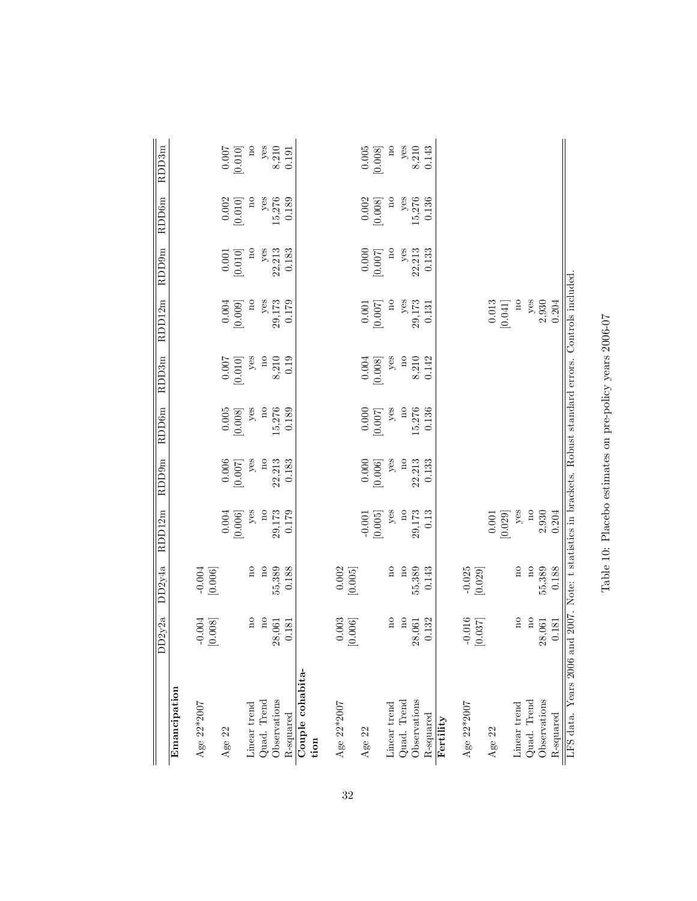| | DD2y2a | DD2y4a | RDD12m | RDD9m | RDD6m | RDD3m | RDD12m | RDD9m | RDD6m | RDD3m |
|---|---|---|---|---|---|---|---|---|---|---|
| **Emancipation** | | | | | | | | | | |
| Age 22*2007 | -0.004 | -0.004 | | | | | | | | |
| | [0.008] | [0.006] | | | | | | | | |
| Age 22 | | | 0.004 | 0.006 | 0.005 | 0.007 | 0.004 | 0.001 | 0.002 | 0.007 |
| | | | [0.006] | [0.007] | [0.008] | [0.010] | [0.009] | [0.010] | [0.010] | [0.010] |
| Linear trend | no | no | yes | yes | yes | yes | no | no | no | no |
| Quad. Trend | no | no | no | no | no | no | yes | yes | yes | yes |
| Observations | 28,061 | 55,389 | 29,173 | 22,213 | 15,276 | 8,210 | 29,173 | 22,213 | 15,276 | 8,210 |
| R-squared | 0.181 | 0.188 | 0.179 | 0.183 | 0.189 | 0.19 | 0.179 | 0.183 | 0.189 | 0.191 |
| **Couple cohabitation** | | | | | | | | | | |
| Age 22*2007 | 0.003 | 0.002 | | | | | | | | |
| | [0.006] | [0.005] | | | | | | | | |
| Age 22 | | | -0.001 | 0.000 | 0.000 | 0.004 | 0.001 | 0.000 | 0.002 | 0.005 |
| | | | [0.005] | [0.006] | [0.007] | [0.008] | [0.007] | [0.007] | [0.008] | [0.008] |
| Linear trend | no | no | yes | yes | yes | yes | no | no | no | no |
| Quad. Trend | no | no | no | no | no | no | yes | yes | yes | yes |
| Observations | 28,061 | 55,389 | 29,173 | 22,213 | 15,276 | 8,210 | 29,173 | 22,213 | 15,276 | 8,210 |
| R-squared | 0.132 | 0.143 | 0.13 | 0.133 | 0.136 | 0.142 | 0.131 | 0.133 | 0.136 | 0.143 |
| **Fertility** | | | | | | | | | | |
| Age 22*2007 | -0.016 | -0.025 | | | | | | | | |
| | [0.037] | [0.029] | | | | | | | | |
| Age 22 | | | 0.001 | | | | 0.013 | | | |
| | | | [0.029] | | | | [0.041] | | | |
| Linear trend | no | no | yes | | | | no | | | |
| Quad. Trend | no | no | no | | | | yes | | | |
| Observations | 28,061 | 55,389 | 2,930 | | | | 2,930 | | | |
| R-squared | 0.181 | 0.188 | 0.204 | | | | 0.204 | | | |

LFS data. Years 2006 and 2007. Note: t statistics in brackets. Robust standard errors. Controls included.

Table 10: Placebo estimates on pre-policy years 2006-07